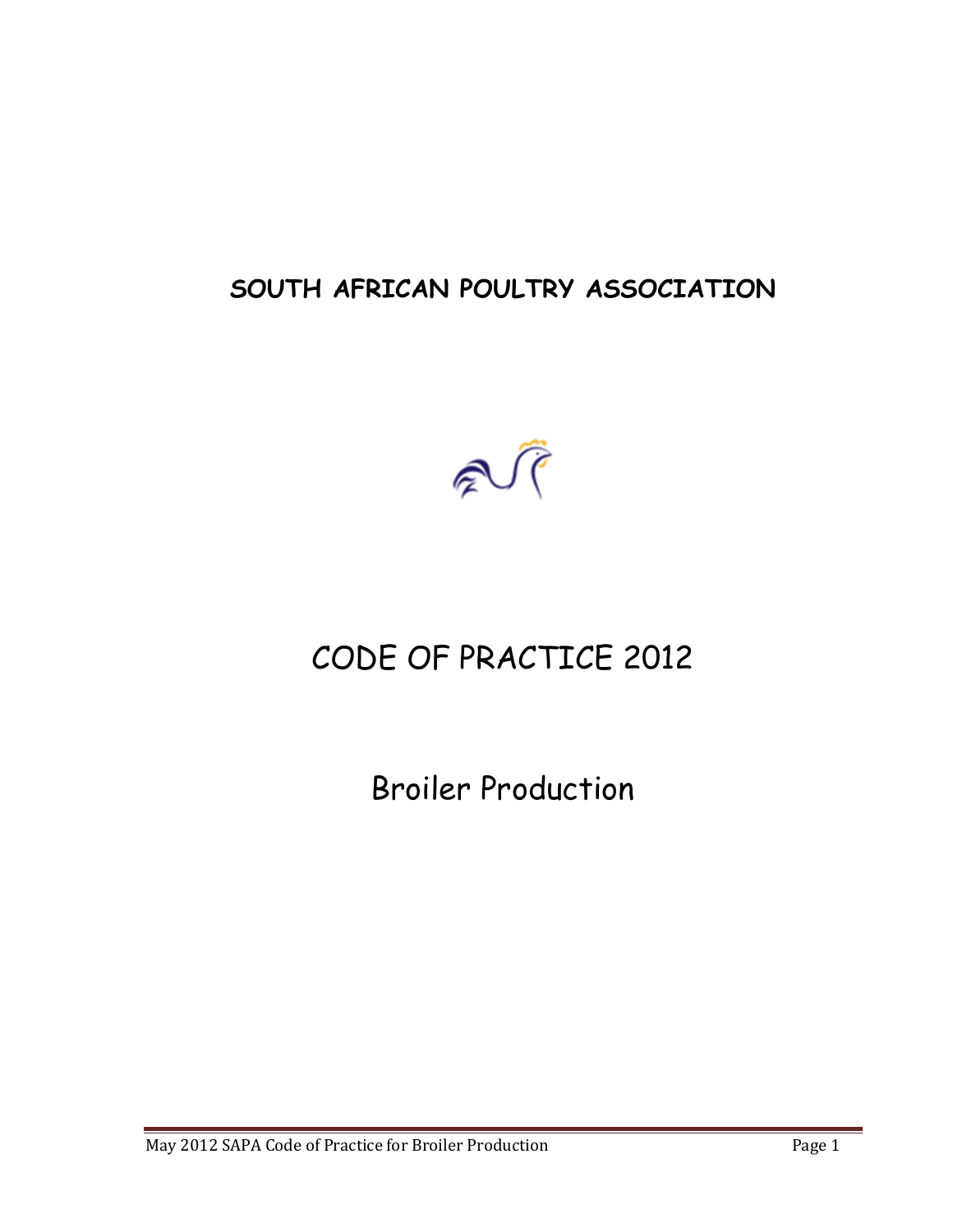# SOUTH AFRICAN POULTRY ASSOCIATION

# CODE OF PRACTICE 2012

## Broiler Production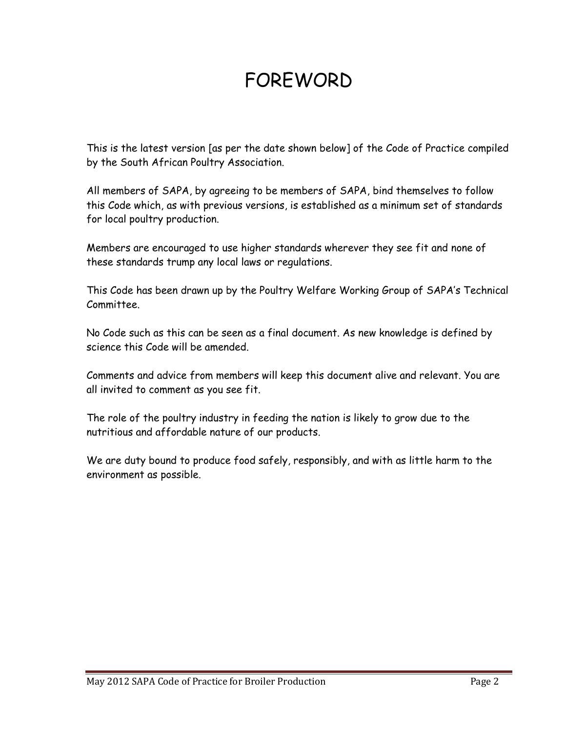# FOREWORD

This is the latest version [as per the date shown below] of the Code of Practice compiled by the South African Poultry Association.

All members of SAPA, by agreeing to be members of SAPA, bind themselves to follow this Code which, as with previous versions, is established as a minimum set of standards for local poultry production.

Members are encouraged to use higher standards wherever they see fit and none of these standards trump any local laws or regulations.

This Code has been drawn up by the Poultry Welfare Working Group of SAPA's Technical Committee.

No Code such as this can be seen as a final document. As new knowledge is defined by science this Code will be amended.

Comments and advice from members will keep this document alive and relevant. You are all invited to comment as you see fit.

The role of the poultry industry in feeding the nation is likely to grow due to the nutritious and affordable nature of our products.

We are duty bound to produce food safely, responsibly, and with as little harm to the environment as possible.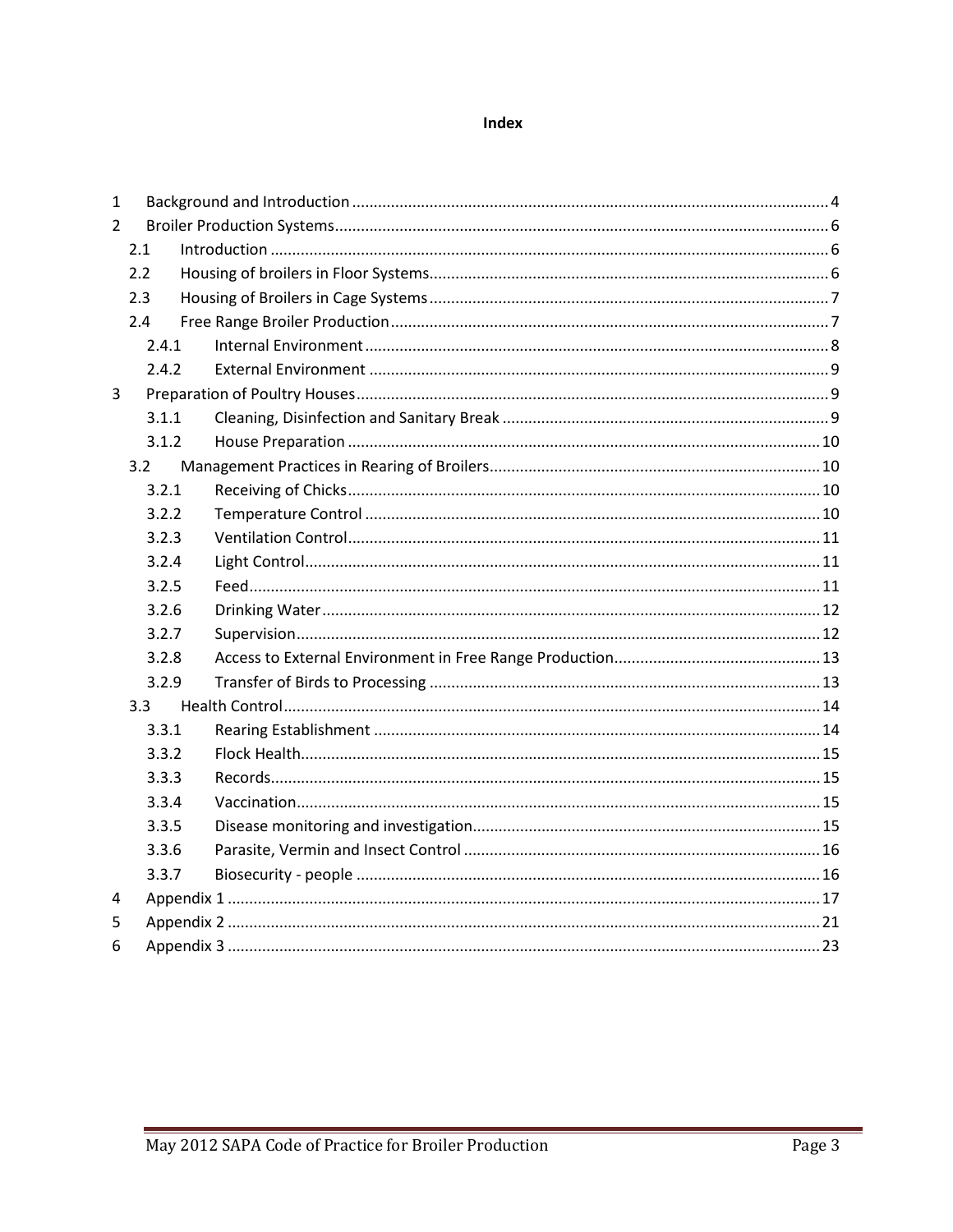# Index

| | | |
|---|---|---|
| 1 | Background and Introduction | 4 |
| 2 | Broiler Production Systems | 6 |
| 2.1 | Introduction | 6 |
| 2.2 | Housing of broilers in Floor Systems | 6 |
| 2.3 | Housing of Broilers in Cage Systems | 7 |
| 2.4 | Free Range Broiler Production | 7 |
| 2.4.1 | Internal Environment | 8 |
| 2.4.2 | External Environment | 9 |
| 3 | Preparation of Poultry Houses | 9 |
| 3.1.1 | Cleaning, Disinfection and Sanitary Break | 9 |
| 3.1.2 | House Preparation | 10 |
| 3.2 | Management Practices in Rearing of Broilers | 10 |
| 3.2.1 | Receiving of Chicks | 10 |
| 3.2.2 | Temperature Control | 10 |
| 3.2.3 | Ventilation Control | 11 |
| 3.2.4 | Light Control | 11 |
| 3.2.5 | Feed | 11 |
| 3.2.6 | Drinking Water | 12 |
| 3.2.7 | Supervision | 12 |
| 3.2.8 | Access to External Environment in Free Range Production | 13 |
| 3.2.9 | Transfer of Birds to Processing | 13 |
| 3.3 | Health Control | 14 |
| 3.3.1 | Rearing Establishment | 14 |
| 3.3.2 | Flock Health | 15 |
| 3.3.3 | Records | 15 |
| 3.3.4 | Vaccination | 15 |
| 3.3.5 | Disease monitoring and investigation | 15 |
| 3.3.6 | Parasite, Vermin and Insect Control | 16 |
| 3.3.7 | Biosecurity - people | 16 |
| 4 | Appendix 1 | 17 |
| 5 | Appendix 2 | 21 |
| 6 | Appendix 3 | 23 |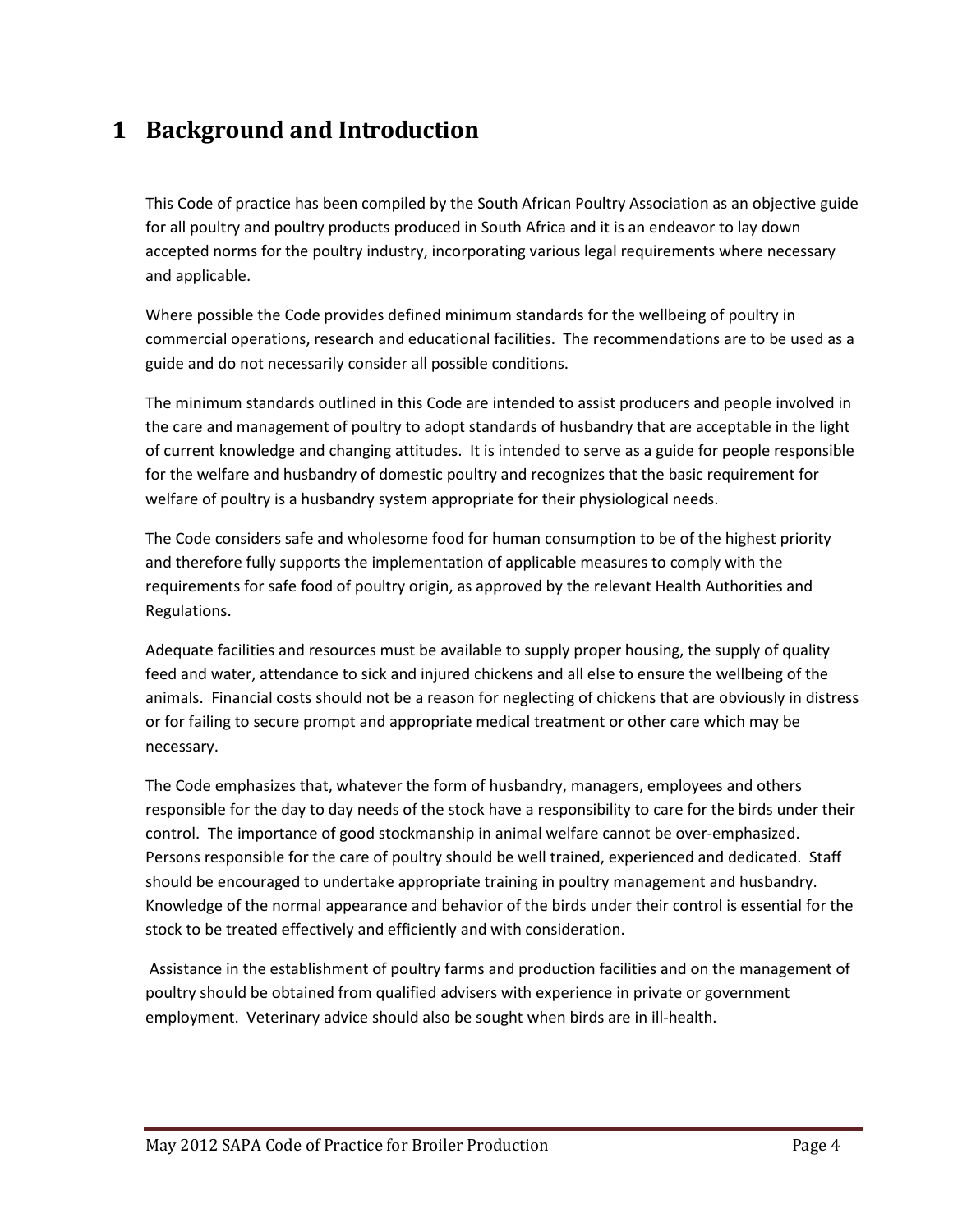# 1 Background and Introduction

This Code of practice has been compiled by the South African Poultry Association as an objective guide for all poultry and poultry products produced in South Africa and it is an endeavor to lay down accepted norms for the poultry industry, incorporating various legal requirements where necessary and applicable.

Where possible the Code provides defined minimum standards for the wellbeing of poultry in commercial operations, research and educational facilities. The recommendations are to be used as a guide and do not necessarily consider all possible conditions.

The minimum standards outlined in this Code are intended to assist producers and people involved in the care and management of poultry to adopt standards of husbandry that are acceptable in the light of current knowledge and changing attitudes. It is intended to serve as a guide for people responsible for the welfare and husbandry of domestic poultry and recognizes that the basic requirement for welfare of poultry is a husbandry system appropriate for their physiological needs.

The Code considers safe and wholesome food for human consumption to be of the highest priority and therefore fully supports the implementation of applicable measures to comply with the requirements for safe food of poultry origin, as approved by the relevant Health Authorities and Regulations.

Adequate facilities and resources must be available to supply proper housing, the supply of quality feed and water, attendance to sick and injured chickens and all else to ensure the wellbeing of the animals. Financial costs should not be a reason for neglecting of chickens that are obviously in distress or for failing to secure prompt and appropriate medical treatment or other care which may be necessary.

The Code emphasizes that, whatever the form of husbandry, managers, employees and others responsible for the day to day needs of the stock have a responsibility to care for the birds under their control. The importance of good stockmanship in animal welfare cannot be over-emphasized. Persons responsible for the care of poultry should be well trained, experienced and dedicated. Staff should be encouraged to undertake appropriate training in poultry management and husbandry. Knowledge of the normal appearance and behavior of the birds under their control is essential for the stock to be treated effectively and efficiently and with consideration.

Assistance in the establishment of poultry farms and production facilities and on the management of poultry should be obtained from qualified advisers with experience in private or government employment. Veterinary advice should also be sought when birds are in ill-health.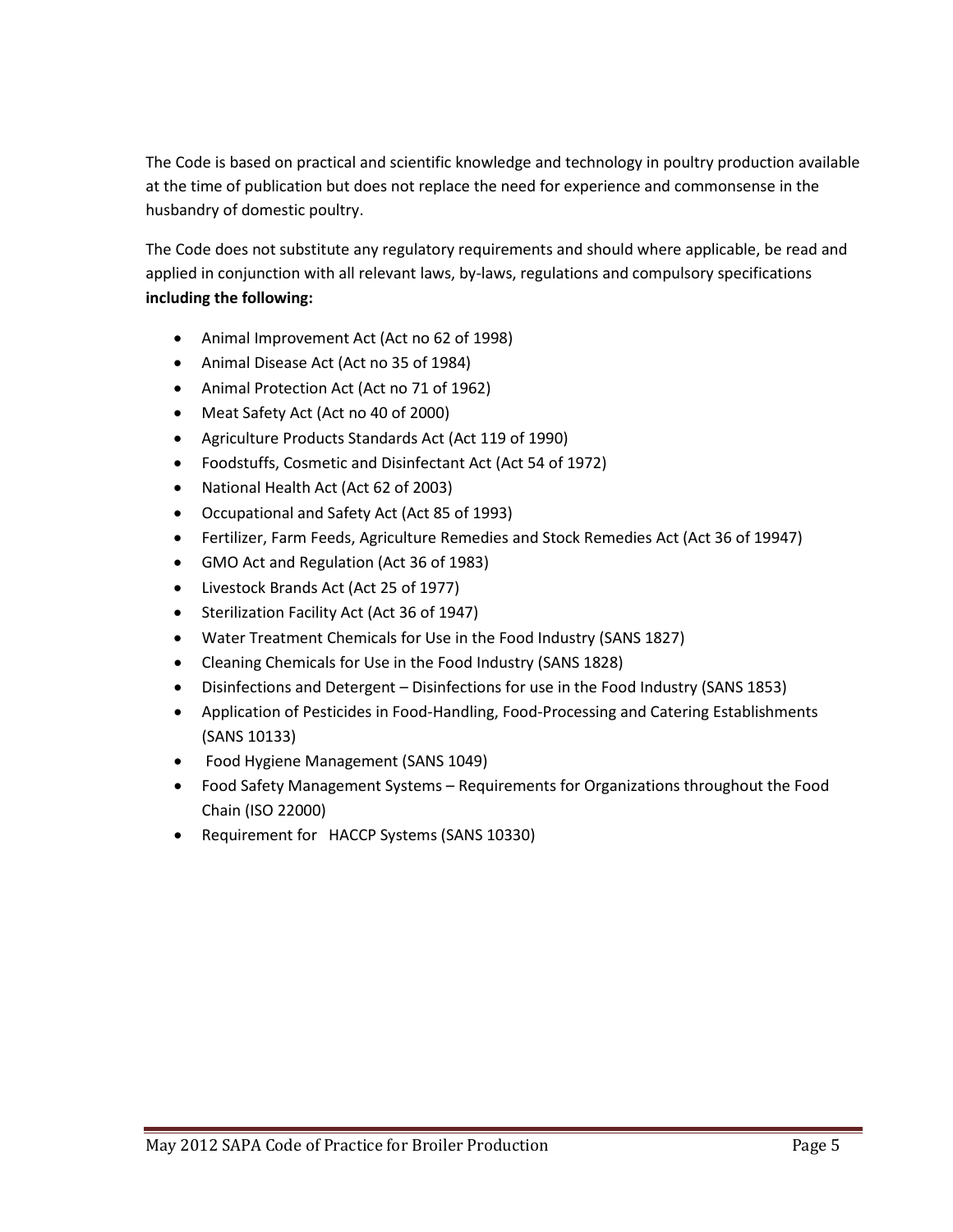The Code is based on practical and scientific knowledge and technology in poultry production available at the time of publication but does not replace the need for experience and commonsense in the husbandry of domestic poultry.

The Code does not substitute any regulatory requirements and should where applicable, be read and applied in conjunction with all relevant laws, by-laws, regulations and compulsory specifications **including the following:**

- Animal Improvement Act (Act no 62 of 1998)
- Animal Disease Act (Act no 35 of 1984)
- Animal Protection Act (Act no 71 of 1962)
- Meat Safety Act (Act no 40 of 2000)
- Agriculture Products Standards Act (Act 119 of 1990)
- Foodstuffs, Cosmetic and Disinfectant Act (Act 54 of 1972)
- National Health Act (Act 62 of 2003)
- Occupational and Safety Act (Act 85 of 1993)
- Fertilizer, Farm Feeds, Agriculture Remedies and Stock Remedies Act (Act 36 of 19947)
- GMO Act and Regulation (Act 36 of 1983)
- Livestock Brands Act (Act 25 of 1977)
- Sterilization Facility Act (Act 36 of 1947)
- Water Treatment Chemicals for Use in the Food Industry (SANS 1827)
- Cleaning Chemicals for Use in the Food Industry (SANS 1828)
- Disinfections and Detergent – Disinfections for use in the Food Industry (SANS 1853)
- Application of Pesticides in Food-Handling, Food-Processing and Catering Establishments (SANS 10133)
- Food Hygiene Management (SANS 1049)
- Food Safety Management Systems – Requirements for Organizations throughout the Food Chain (ISO 22000)
- Requirement for HACCP Systems (SANS 10330)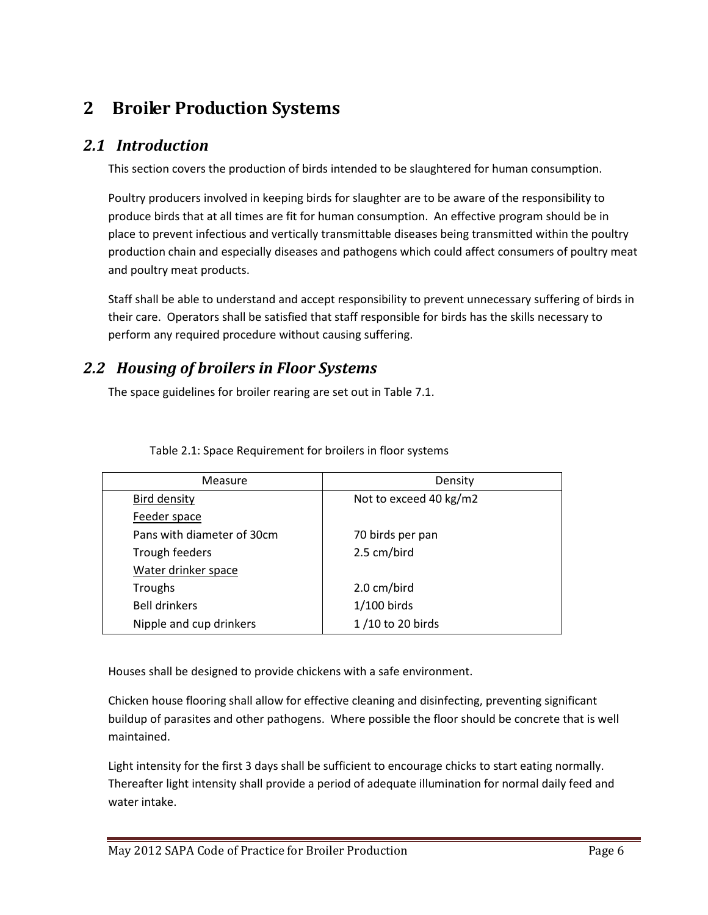# 2 Broiler Production Systems

## 2.1 Introduction

This section covers the production of birds intended to be slaughtered for human consumption.

Poultry producers involved in keeping birds for slaughter are to be aware of the responsibility to produce birds that at all times are fit for human consumption. An effective program should be in place to prevent infectious and vertically transmittable diseases being transmitted within the poultry production chain and especially diseases and pathogens which could affect consumers of poultry meat and poultry meat products.

Staff shall be able to understand and accept responsibility to prevent unnecessary suffering of birds in their care. Operators shall be satisfied that staff responsible for birds has the skills necessary to perform any required procedure without causing suffering.

## 2.2 Housing of broilers in Floor Systems

The space guidelines for broiler rearing are set out in Table 7.1.

Table 2.1: Space Requirement for broilers in floor systems

| Measure | Density |
|---|---|
| Bird density | Not to exceed 40 kg/m2 |
| Feeder space | |
| Pans with diameter of 30cm | 70 birds per pan |
| Trough feeders | 2.5 cm/bird |
| Water drinker space | |
| Troughs | 2.0 cm/bird |
| Bell drinkers | 1/100 birds |
| Nipple and cup drinkers | 1 /10 to 20 birds |

Houses shall be designed to provide chickens with a safe environment.

Chicken house flooring shall allow for effective cleaning and disinfecting, preventing significant buildup of parasites and other pathogens. Where possible the floor should be concrete that is well maintained.

Light intensity for the first 3 days shall be sufficient to encourage chicks to start eating normally. Thereafter light intensity shall provide a period of adequate illumination for normal daily feed and water intake.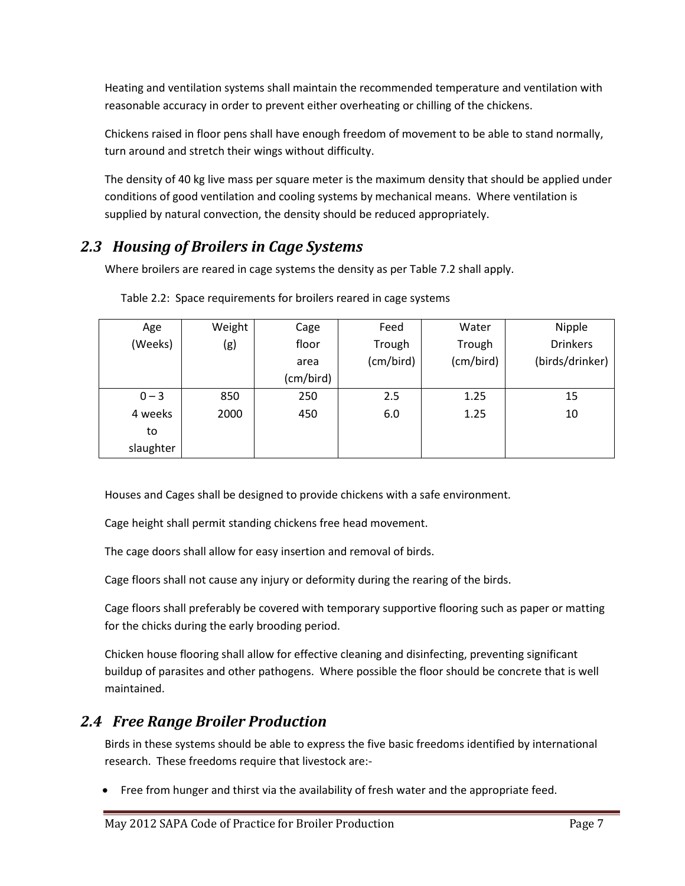Heating and ventilation systems shall maintain the recommended temperature and ventilation with reasonable accuracy in order to prevent either overheating or chilling of the chickens.

Chickens raised in floor pens shall have enough freedom of movement to be able to stand normally, turn around and stretch their wings without difficulty.

The density of 40 kg live mass per square meter is the maximum density that should be applied under conditions of good ventilation and cooling systems by mechanical means. Where ventilation is supplied by natural convection, the density should be reduced appropriately.

## *2.3 Housing of Broilers in Cage Systems*

Where broilers are reared in cage systems the density as per Table 7.2 shall apply.

Table 2.2: Space requirements for broilers reared in cage systems

| Age (Weeks) | Weight (g) | Cage floor area (cm/bird) | Feed Trough (cm/bird) | Water Trough (cm/bird) | Nipple Drinkers (birds/drinker) |
|---|---|---|---|---|---|
| 0 – 3 | 850 | 250 | 2.5 | 1.25 | 15 |
| 4 weeks to slaughter | 2000 | 450 | 6.0 | 1.25 | 10 |

Houses and Cages shall be designed to provide chickens with a safe environment.

Cage height shall permit standing chickens free head movement.

The cage doors shall allow for easy insertion and removal of birds.

Cage floors shall not cause any injury or deformity during the rearing of the birds.

Cage floors shall preferably be covered with temporary supportive flooring such as paper or matting for the chicks during the early brooding period.

Chicken house flooring shall allow for effective cleaning and disinfecting, preventing significant buildup of parasites and other pathogens. Where possible the floor should be concrete that is well maintained.

## *2.4 Free Range Broiler Production*

Birds in these systems should be able to express the five basic freedoms identified by international research. These freedoms require that livestock are:-

- Free from hunger and thirst via the availability of fresh water and the appropriate feed.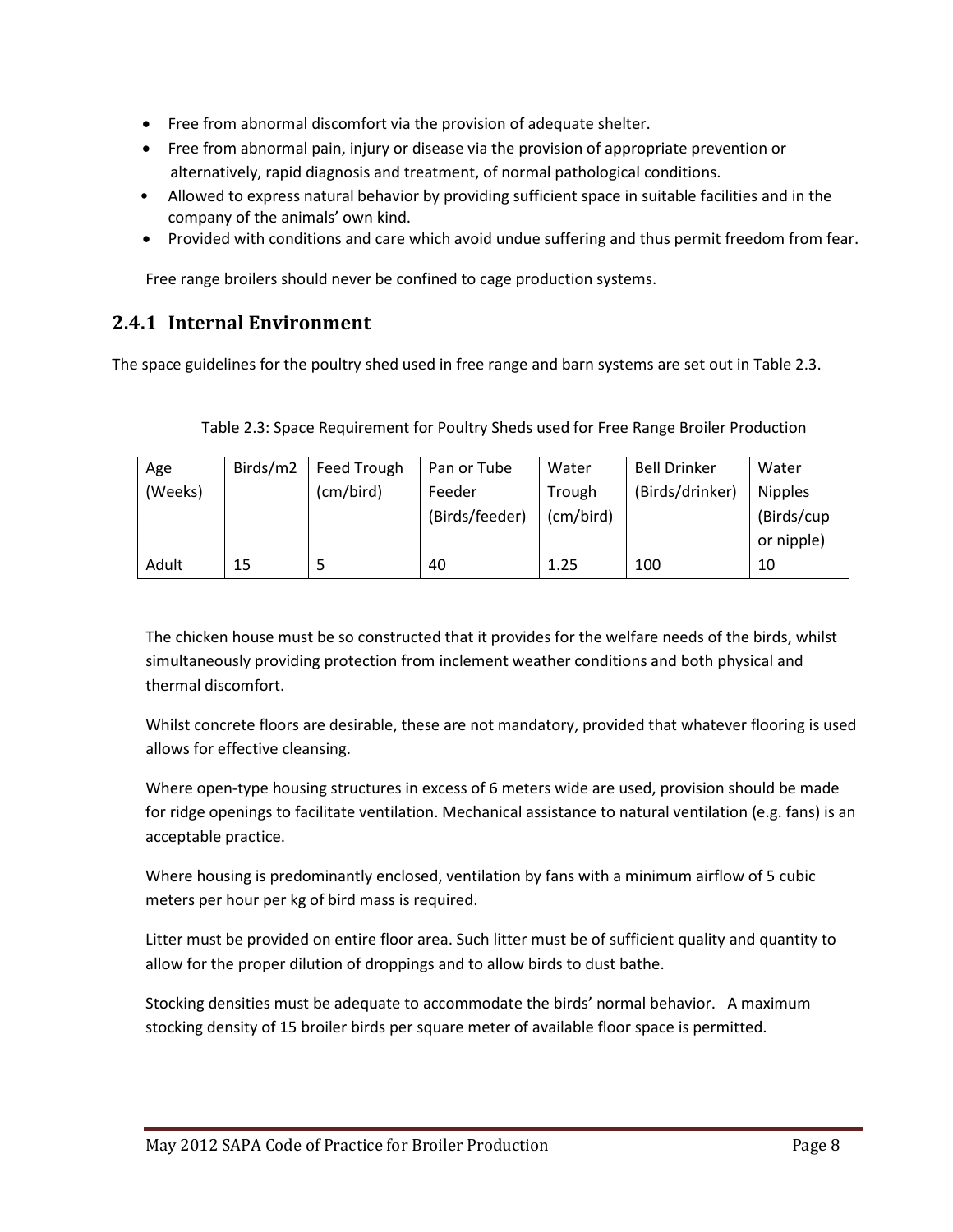- Free from abnormal discomfort via the provision of adequate shelter.
- Free from abnormal pain, injury or disease via the provision of appropriate prevention or alternatively, rapid diagnosis and treatment, of normal pathological conditions.
- Allowed to express natural behavior by providing sufficient space in suitable facilities and in the company of the animals' own kind.
- Provided with conditions and care which avoid undue suffering and thus permit freedom from fear.

Free range broilers should never be confined to cage production systems.

### 2.4.1 Internal Environment

The space guidelines for the poultry shed used in free range and barn systems are set out in Table 2.3.

Table 2.3: Space Requirement for Poultry Sheds used for Free Range Broiler Production

| Age (Weeks) | Birds/m2 | Feed Trough (cm/bird) | Pan or Tube Feeder (Birds/feeder) | Water Trough (cm/bird) | Bell Drinker (Birds/drinker) | Water Nipples (Birds/cup or nipple) |
|---|---|---|---|---|---|---|
| Adult | 15 | 5 | 40 | 1.25 | 100 | 10 |

The chicken house must be so constructed that it provides for the welfare needs of the birds, whilst simultaneously providing protection from inclement weather conditions and both physical and thermal discomfort.

Whilst concrete floors are desirable, these are not mandatory, provided that whatever flooring is used allows for effective cleansing.

Where open-type housing structures in excess of 6 meters wide are used, provision should be made for ridge openings to facilitate ventilation. Mechanical assistance to natural ventilation (e.g. fans) is an acceptable practice.

Where housing is predominantly enclosed, ventilation by fans with a minimum airflow of 5 cubic meters per hour per kg of bird mass is required.

Litter must be provided on entire floor area. Such litter must be of sufficient quality and quantity to allow for the proper dilution of droppings and to allow birds to dust bathe.

Stocking densities must be adequate to accommodate the birds' normal behavior. A maximum stocking density of 15 broiler birds per square meter of available floor space is permitted.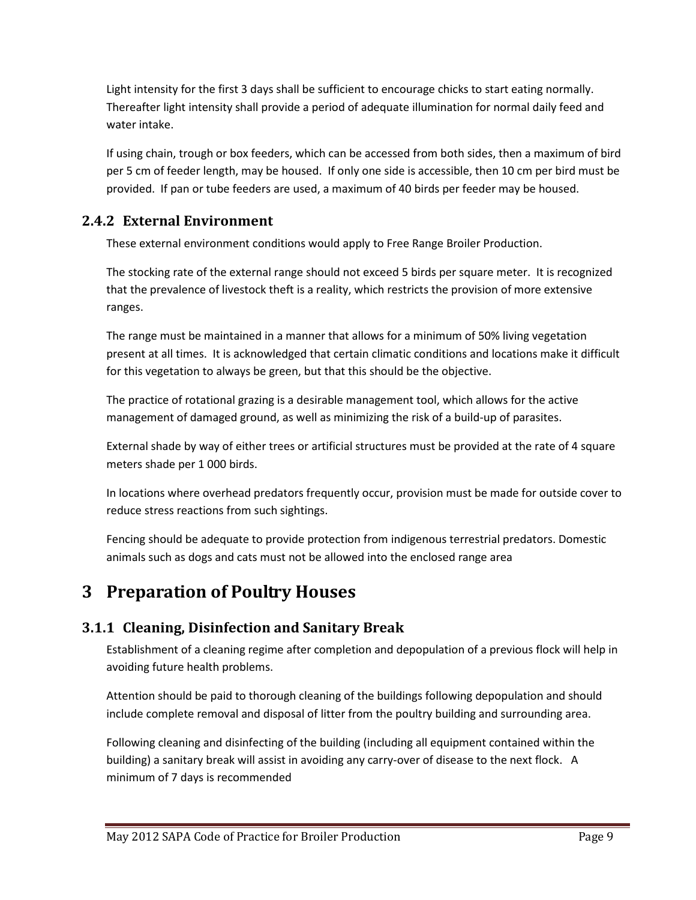Light intensity for the first 3 days shall be sufficient to encourage chicks to start eating normally. Thereafter light intensity shall provide a period of adequate illumination for normal daily feed and water intake.

If using chain, trough or box feeders, which can be accessed from both sides, then a maximum of bird per 5 cm of feeder length, may be housed. If only one side is accessible, then 10 cm per bird must be provided. If pan or tube feeders are used, a maximum of 40 birds per feeder may be housed.

### 2.4.2 External Environment

These external environment conditions would apply to Free Range Broiler Production.

The stocking rate of the external range should not exceed 5 birds per square meter. It is recognized that the prevalence of livestock theft is a reality, which restricts the provision of more extensive ranges.

The range must be maintained in a manner that allows for a minimum of 50% living vegetation present at all times. It is acknowledged that certain climatic conditions and locations make it difficult for this vegetation to always be green, but that this should be the objective.

The practice of rotational grazing is a desirable management tool, which allows for the active management of damaged ground, as well as minimizing the risk of a build-up of parasites.

External shade by way of either trees or artificial structures must be provided at the rate of 4 square meters shade per 1 000 birds.

In locations where overhead predators frequently occur, provision must be made for outside cover to reduce stress reactions from such sightings.

Fencing should be adequate to provide protection from indigenous terrestrial predators. Domestic animals such as dogs and cats must not be allowed into the enclosed range area

# 3 Preparation of Poultry Houses

### 3.1.1 Cleaning, Disinfection and Sanitary Break

Establishment of a cleaning regime after completion and depopulation of a previous flock will help in avoiding future health problems.

Attention should be paid to thorough cleaning of the buildings following depopulation and should include complete removal and disposal of litter from the poultry building and surrounding area.

Following cleaning and disinfecting of the building (including all equipment contained within the building) a sanitary break will assist in avoiding any carry-over of disease to the next flock. A minimum of 7 days is recommended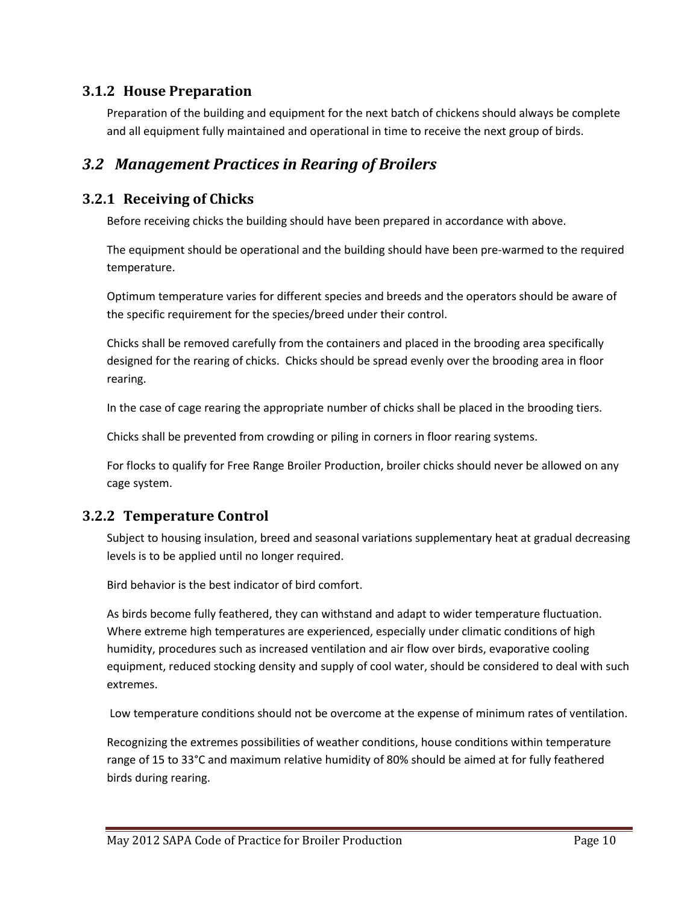### 3.1.2 House Preparation

Preparation of the building and equipment for the next batch of chickens should always be complete and all equipment fully maintained and operational in time to receive the next group of birds.

## *3.2 Management Practices in Rearing of Broilers*

### 3.2.1 Receiving of Chicks

Before receiving chicks the building should have been prepared in accordance with above.

The equipment should be operational and the building should have been pre-warmed to the required temperature.

Optimum temperature varies for different species and breeds and the operators should be aware of the specific requirement for the species/breed under their control.

Chicks shall be removed carefully from the containers and placed in the brooding area specifically designed for the rearing of chicks. Chicks should be spread evenly over the brooding area in floor rearing.

In the case of cage rearing the appropriate number of chicks shall be placed in the brooding tiers.

Chicks shall be prevented from crowding or piling in corners in floor rearing systems.

For flocks to qualify for Free Range Broiler Production, broiler chicks should never be allowed on any cage system.

### 3.2.2 Temperature Control

Subject to housing insulation, breed and seasonal variations supplementary heat at gradual decreasing levels is to be applied until no longer required.

Bird behavior is the best indicator of bird comfort.

As birds become fully feathered, they can withstand and adapt to wider temperature fluctuation. Where extreme high temperatures are experienced, especially under climatic conditions of high humidity, procedures such as increased ventilation and air flow over birds, evaporative cooling equipment, reduced stocking density and supply of cool water, should be considered to deal with such extremes.

Low temperature conditions should not be overcome at the expense of minimum rates of ventilation.

Recognizing the extremes possibilities of weather conditions, house conditions within temperature range of 15 to 33°C and maximum relative humidity of 80% should be aimed at for fully feathered birds during rearing.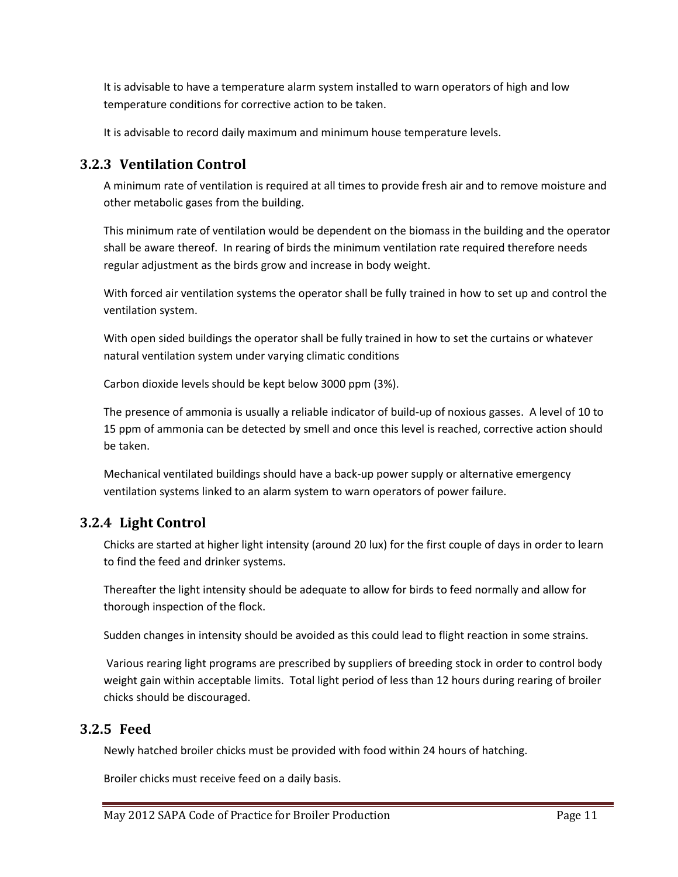It is advisable to have a temperature alarm system installed to warn operators of high and low temperature conditions for corrective action to be taken.

It is advisable to record daily maximum and minimum house temperature levels.

### 3.2.3 Ventilation Control

A minimum rate of ventilation is required at all times to provide fresh air and to remove moisture and other metabolic gases from the building.

This minimum rate of ventilation would be dependent on the biomass in the building and the operator shall be aware thereof. In rearing of birds the minimum ventilation rate required therefore needs regular adjustment as the birds grow and increase in body weight.

With forced air ventilation systems the operator shall be fully trained in how to set up and control the ventilation system.

With open sided buildings the operator shall be fully trained in how to set the curtains or whatever natural ventilation system under varying climatic conditions

Carbon dioxide levels should be kept below 3000 ppm (3%).

The presence of ammonia is usually a reliable indicator of build-up of noxious gasses. A level of 10 to 15 ppm of ammonia can be detected by smell and once this level is reached, corrective action should be taken.

Mechanical ventilated buildings should have a back-up power supply or alternative emergency ventilation systems linked to an alarm system to warn operators of power failure.

### 3.2.4 Light Control

Chicks are started at higher light intensity (around 20 lux) for the first couple of days in order to learn to find the feed and drinker systems.

Thereafter the light intensity should be adequate to allow for birds to feed normally and allow for thorough inspection of the flock.

Sudden changes in intensity should be avoided as this could lead to flight reaction in some strains.

Various rearing light programs are prescribed by suppliers of breeding stock in order to control body weight gain within acceptable limits. Total light period of less than 12 hours during rearing of broiler chicks should be discouraged.

### 3.2.5 Feed

Newly hatched broiler chicks must be provided with food within 24 hours of hatching.

Broiler chicks must receive feed on a daily basis.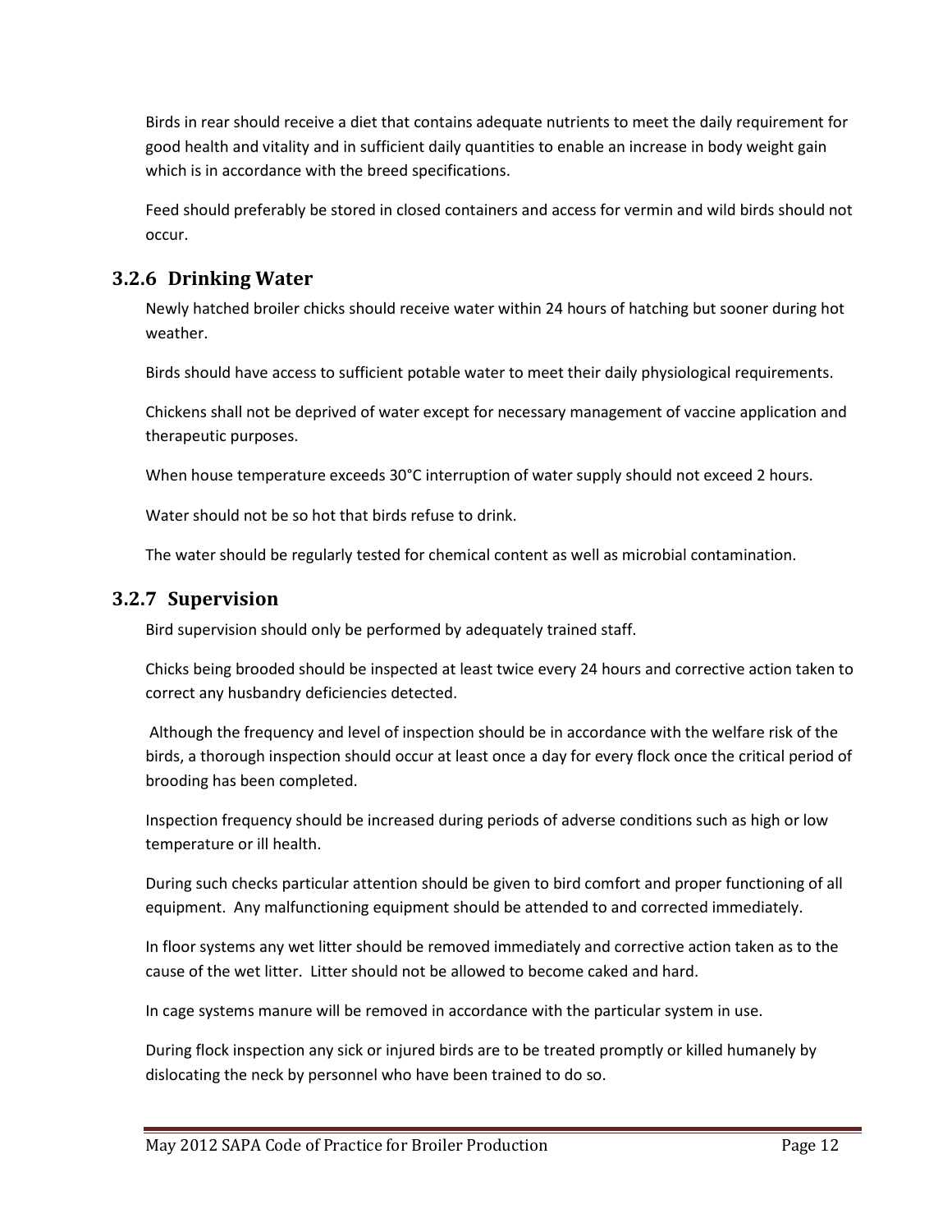Birds in rear should receive a diet that contains adequate nutrients to meet the daily requirement for good health and vitality and in sufficient daily quantities to enable an increase in body weight gain which is in accordance with the breed specifications.

Feed should preferably be stored in closed containers and access for vermin and wild birds should not occur.

### 3.2.6 Drinking Water

Newly hatched broiler chicks should receive water within 24 hours of hatching but sooner during hot weather.

Birds should have access to sufficient potable water to meet their daily physiological requirements.

Chickens shall not be deprived of water except for necessary management of vaccine application and therapeutic purposes.

When house temperature exceeds 30°C interruption of water supply should not exceed 2 hours.

Water should not be so hot that birds refuse to drink.

The water should be regularly tested for chemical content as well as microbial contamination.

### 3.2.7 Supervision

Bird supervision should only be performed by adequately trained staff.

Chicks being brooded should be inspected at least twice every 24 hours and corrective action taken to correct any husbandry deficiencies detected.

Although the frequency and level of inspection should be in accordance with the welfare risk of the birds, a thorough inspection should occur at least once a day for every flock once the critical period of brooding has been completed.

Inspection frequency should be increased during periods of adverse conditions such as high or low temperature or ill health.

During such checks particular attention should be given to bird comfort and proper functioning of all equipment. Any malfunctioning equipment should be attended to and corrected immediately.

In floor systems any wet litter should be removed immediately and corrective action taken as to the cause of the wet litter. Litter should not be allowed to become caked and hard.

In cage systems manure will be removed in accordance with the particular system in use.

During flock inspection any sick or injured birds are to be treated promptly or killed humanely by dislocating the neck by personnel who have been trained to do so.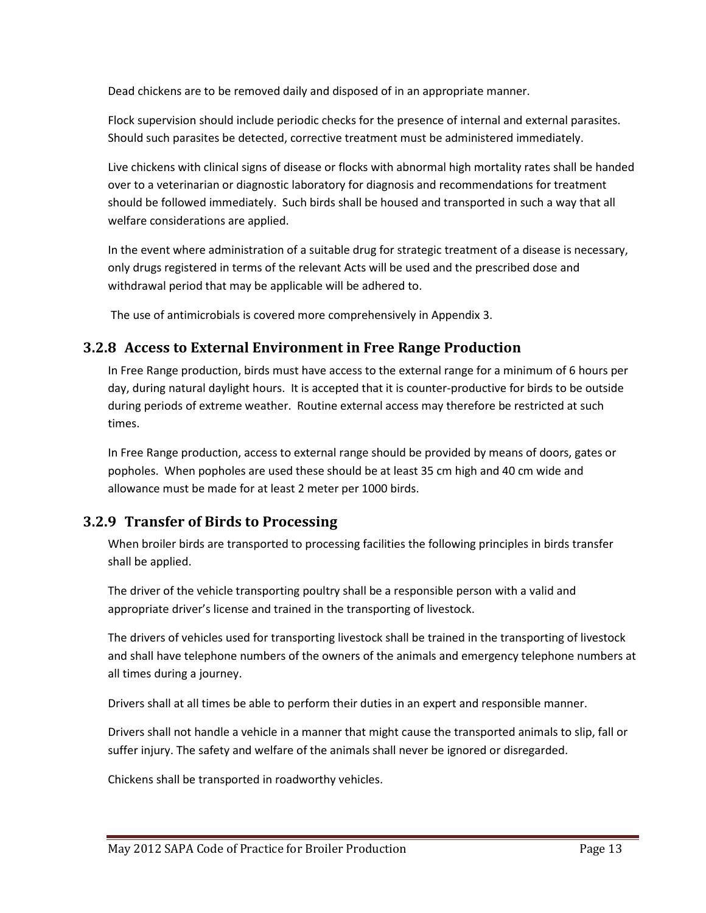Dead chickens are to be removed daily and disposed of in an appropriate manner.

Flock supervision should include periodic checks for the presence of internal and external parasites. Should such parasites be detected, corrective treatment must be administered immediately.

Live chickens with clinical signs of disease or flocks with abnormal high mortality rates shall be handed over to a veterinarian or diagnostic laboratory for diagnosis and recommendations for treatment should be followed immediately. Such birds shall be housed and transported in such a way that all welfare considerations are applied.

In the event where administration of a suitable drug for strategic treatment of a disease is necessary, only drugs registered in terms of the relevant Acts will be used and the prescribed dose and withdrawal period that may be applicable will be adhered to.

The use of antimicrobials is covered more comprehensively in Appendix 3.

### 3.2.8 Access to External Environment in Free Range Production

In Free Range production, birds must have access to the external range for a minimum of 6 hours per day, during natural daylight hours. It is accepted that it is counter-productive for birds to be outside during periods of extreme weather. Routine external access may therefore be restricted at such times.

In Free Range production, access to external range should be provided by means of doors, gates or popholes. When popholes are used these should be at least 35 cm high and 40 cm wide and allowance must be made for at least 2 meter per 1000 birds.

### 3.2.9 Transfer of Birds to Processing

When broiler birds are transported to processing facilities the following principles in birds transfer shall be applied.

The driver of the vehicle transporting poultry shall be a responsible person with a valid and appropriate driver's license and trained in the transporting of livestock.

The drivers of vehicles used for transporting livestock shall be trained in the transporting of livestock and shall have telephone numbers of the owners of the animals and emergency telephone numbers at all times during a journey.

Drivers shall at all times be able to perform their duties in an expert and responsible manner.

Drivers shall not handle a vehicle in a manner that might cause the transported animals to slip, fall or suffer injury. The safety and welfare of the animals shall never be ignored or disregarded.

Chickens shall be transported in roadworthy vehicles.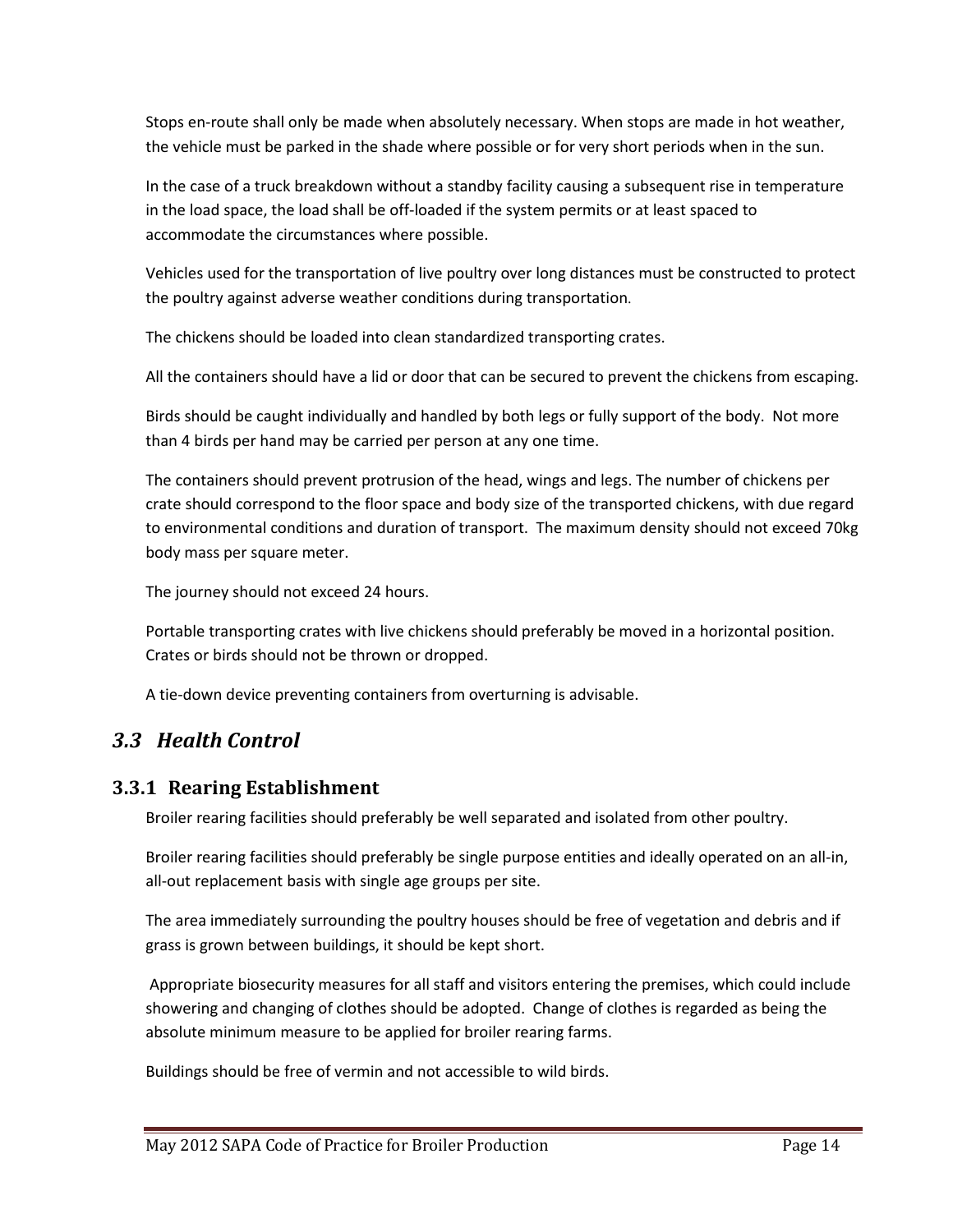Stops en-route shall only be made when absolutely necessary. When stops are made in hot weather, the vehicle must be parked in the shade where possible or for very short periods when in the sun.

In the case of a truck breakdown without a standby facility causing a subsequent rise in temperature in the load space, the load shall be off-loaded if the system permits or at least spaced to accommodate the circumstances where possible.

Vehicles used for the transportation of live poultry over long distances must be constructed to protect the poultry against adverse weather conditions during transportation.

The chickens should be loaded into clean standardized transporting crates.

All the containers should have a lid or door that can be secured to prevent the chickens from escaping.

Birds should be caught individually and handled by both legs or fully support of the body. Not more than 4 birds per hand may be carried per person at any one time.

The containers should prevent protrusion of the head, wings and legs. The number of chickens per crate should correspond to the floor space and body size of the transported chickens, with due regard to environmental conditions and duration of transport. The maximum density should not exceed 70kg body mass per square meter.

The journey should not exceed 24 hours.

Portable transporting crates with live chickens should preferably be moved in a horizontal position. Crates or birds should not be thrown or dropped.

A tie-down device preventing containers from overturning is advisable.

## *3.3 Health Control*

### 3.3.1 Rearing Establishment

Broiler rearing facilities should preferably be well separated and isolated from other poultry.

Broiler rearing facilities should preferably be single purpose entities and ideally operated on an all-in, all-out replacement basis with single age groups per site.

The area immediately surrounding the poultry houses should be free of vegetation and debris and if grass is grown between buildings, it should be kept short.

Appropriate biosecurity measures for all staff and visitors entering the premises, which could include showering and changing of clothes should be adopted. Change of clothes is regarded as being the absolute minimum measure to be applied for broiler rearing farms.

Buildings should be free of vermin and not accessible to wild birds.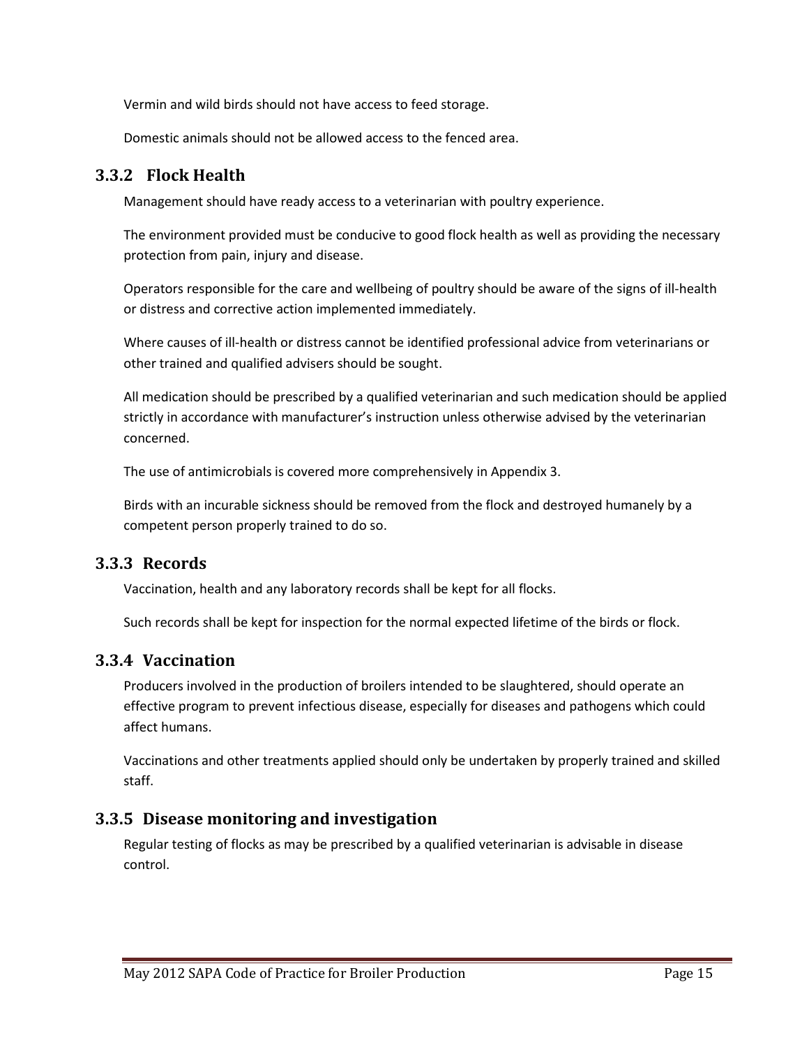Vermin and wild birds should not have access to feed storage.

Domestic animals should not be allowed access to the fenced area.

### 3.3.2 Flock Health

Management should have ready access to a veterinarian with poultry experience.

The environment provided must be conducive to good flock health as well as providing the necessary protection from pain, injury and disease.

Operators responsible for the care and wellbeing of poultry should be aware of the signs of ill-health or distress and corrective action implemented immediately.

Where causes of ill-health or distress cannot be identified professional advice from veterinarians or other trained and qualified advisers should be sought.

All medication should be prescribed by a qualified veterinarian and such medication should be applied strictly in accordance with manufacturer's instruction unless otherwise advised by the veterinarian concerned.

The use of antimicrobials is covered more comprehensively in Appendix 3.

Birds with an incurable sickness should be removed from the flock and destroyed humanely by a competent person properly trained to do so.

### 3.3.3 Records

Vaccination, health and any laboratory records shall be kept for all flocks.

Such records shall be kept for inspection for the normal expected lifetime of the birds or flock.

### 3.3.4 Vaccination

Producers involved in the production of broilers intended to be slaughtered, should operate an effective program to prevent infectious disease, especially for diseases and pathogens which could affect humans.

Vaccinations and other treatments applied should only be undertaken by properly trained and skilled staff.

### 3.3.5 Disease monitoring and investigation

Regular testing of flocks as may be prescribed by a qualified veterinarian is advisable in disease control.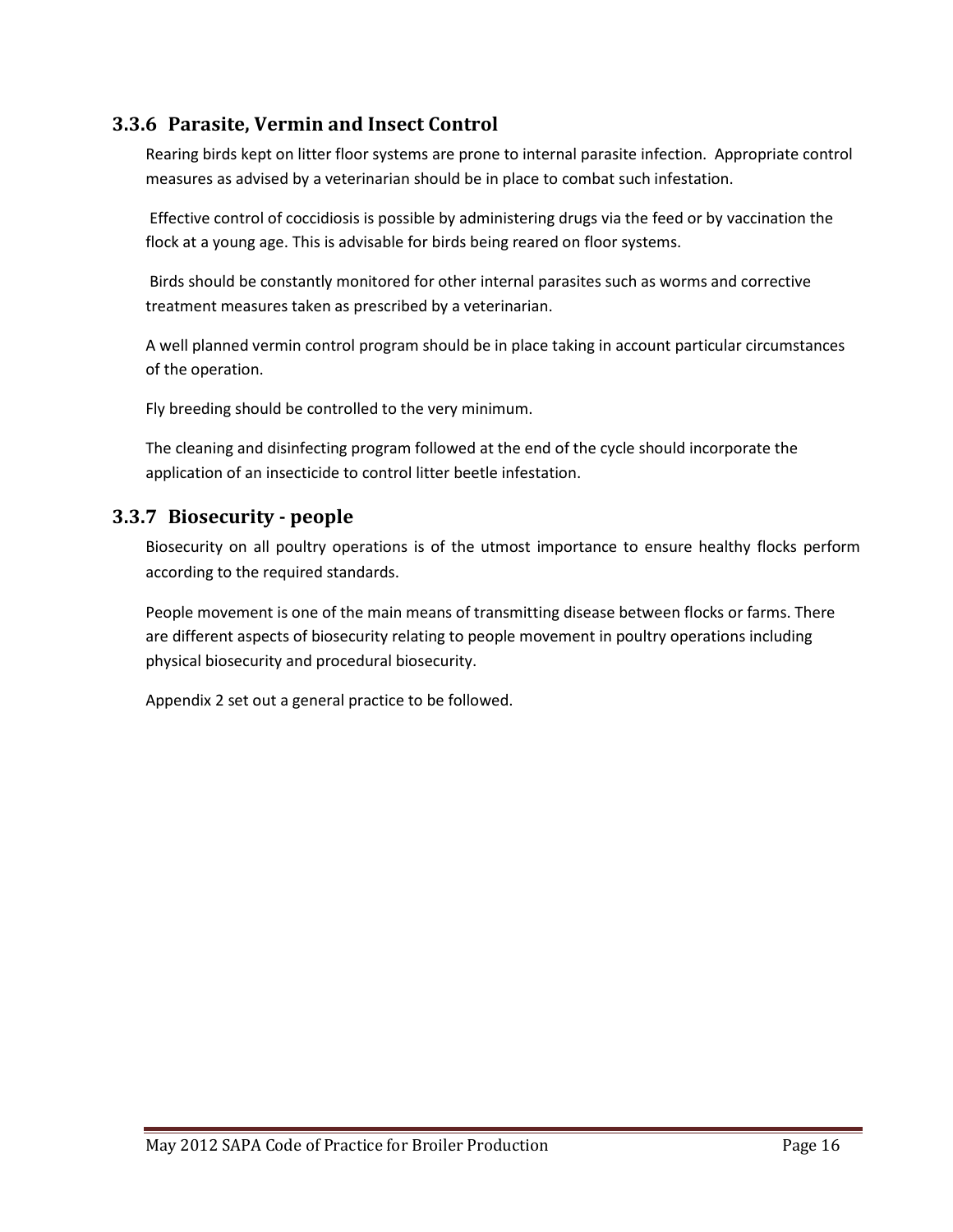### 3.3.6 Parasite, Vermin and Insect Control

Rearing birds kept on litter floor systems are prone to internal parasite infection. Appropriate control measures as advised by a veterinarian should be in place to combat such infestation.

Effective control of coccidiosis is possible by administering drugs via the feed or by vaccination the flock at a young age. This is advisable for birds being reared on floor systems.

Birds should be constantly monitored for other internal parasites such as worms and corrective treatment measures taken as prescribed by a veterinarian.

A well planned vermin control program should be in place taking in account particular circumstances of the operation.

Fly breeding should be controlled to the very minimum.

The cleaning and disinfecting program followed at the end of the cycle should incorporate the application of an insecticide to control litter beetle infestation.

### 3.3.7 Biosecurity - people

Biosecurity on all poultry operations is of the utmost importance to ensure healthy flocks perform according to the required standards.

People movement is one of the main means of transmitting disease between flocks or farms. There are different aspects of biosecurity relating to people movement in poultry operations including physical biosecurity and procedural biosecurity.

Appendix 2 set out a general practice to be followed.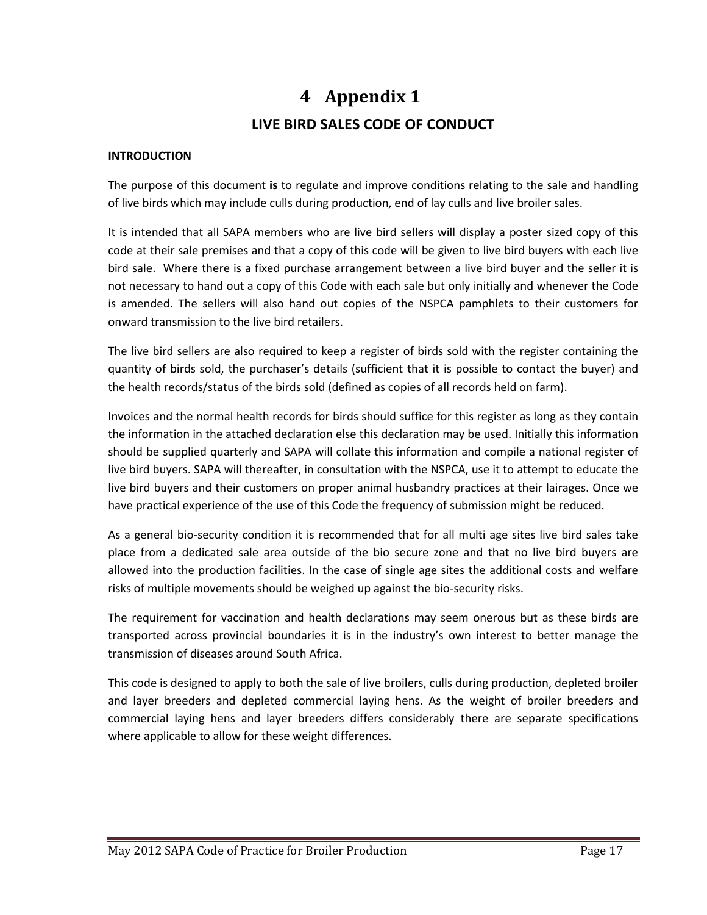# 4 Appendix 1

## LIVE BIRD SALES CODE OF CONDUCT

**INTRODUCTION**

The purpose of this document **is** to regulate and improve conditions relating to the sale and handling of live birds which may include culls during production, end of lay culls and live broiler sales.

It is intended that all SAPA members who are live bird sellers will display a poster sized copy of this code at their sale premises and that a copy of this code will be given to live bird buyers with each live bird sale. Where there is a fixed purchase arrangement between a live bird buyer and the seller it is not necessary to hand out a copy of this Code with each sale but only initially and whenever the Code is amended. The sellers will also hand out copies of the NSPCA pamphlets to their customers for onward transmission to the live bird retailers.

The live bird sellers are also required to keep a register of birds sold with the register containing the quantity of birds sold, the purchaser's details (sufficient that it is possible to contact the buyer) and the health records/status of the birds sold (defined as copies of all records held on farm).

Invoices and the normal health records for birds should suffice for this register as long as they contain the information in the attached declaration else this declaration may be used. Initially this information should be supplied quarterly and SAPA will collate this information and compile a national register of live bird buyers. SAPA will thereafter, in consultation with the NSPCA, use it to attempt to educate the live bird buyers and their customers on proper animal husbandry practices at their lairages. Once we have practical experience of the use of this Code the frequency of submission might be reduced.

As a general bio-security condition it is recommended that for all multi age sites live bird sales take place from a dedicated sale area outside of the bio secure zone and that no live bird buyers are allowed into the production facilities. In the case of single age sites the additional costs and welfare risks of multiple movements should be weighed up against the bio-security risks.

The requirement for vaccination and health declarations may seem onerous but as these birds are transported across provincial boundaries it is in the industry's own interest to better manage the transmission of diseases around South Africa.

This code is designed to apply to both the sale of live broilers, culls during production, depleted broiler and layer breeders and depleted commercial laying hens. As the weight of broiler breeders and commercial laying hens and layer breeders differs considerably there are separate specifications where applicable to allow for these weight differences.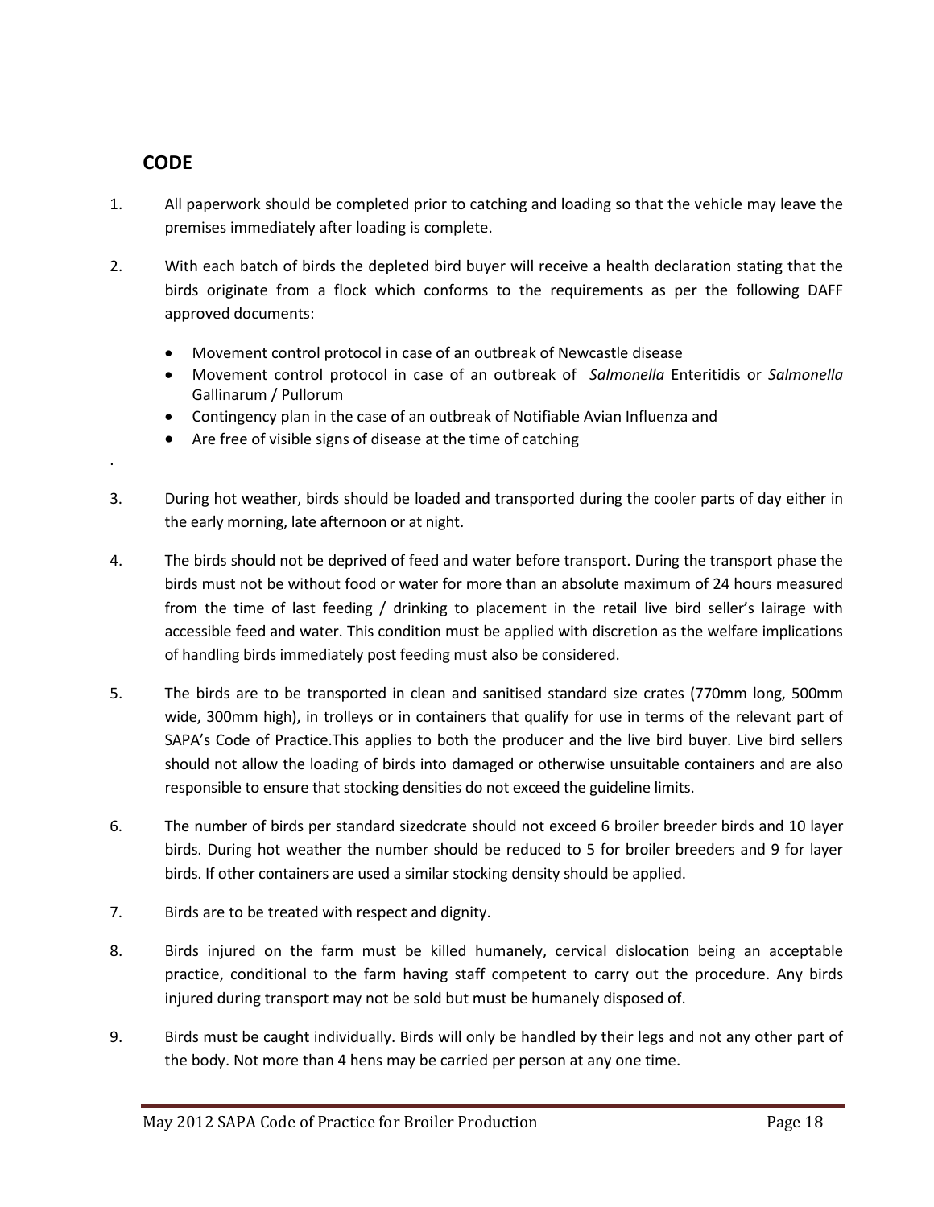## CODE

1. All paperwork should be completed prior to catching and loading so that the vehicle may leave the premises immediately after loading is complete.

2. With each batch of birds the depleted bird buyer will receive a health declaration stating that the birds originate from a flock which conforms to the requirements as per the following DAFF approved documents:

   - Movement control protocol in case of an outbreak of Newcastle disease
   - Movement control protocol in case of an outbreak of *Salmonella* Enteritidis or *Salmonella* Gallinarum / Pullorum
   - Contingency plan in the case of an outbreak of Notifiable Avian Influenza and
   - Are free of visible signs of disease at the time of catching

.

3. During hot weather, birds should be loaded and transported during the cooler parts of day either in the early morning, late afternoon or at night.

4. The birds should not be deprived of feed and water before transport. During the transport phase the birds must not be without food or water for more than an absolute maximum of 24 hours measured from the time of last feeding / drinking to placement in the retail live bird seller's lairage with accessible feed and water. This condition must be applied with discretion as the welfare implications of handling birds immediately post feeding must also be considered.

5. The birds are to be transported in clean and sanitised standard size crates (770mm long, 500mm wide, 300mm high), in trolleys or in containers that qualify for use in terms of the relevant part of SAPA's Code of Practice.This applies to both the producer and the live bird buyer. Live bird sellers should not allow the loading of birds into damaged or otherwise unsuitable containers and are also responsible to ensure that stocking densities do not exceed the guideline limits.

6. The number of birds per standard sizedcrate should not exceed 6 broiler breeder birds and 10 layer birds. During hot weather the number should be reduced to 5 for broiler breeders and 9 for layer birds. If other containers are used a similar stocking density should be applied.

7. Birds are to be treated with respect and dignity.

8. Birds injured on the farm must be killed humanely, cervical dislocation being an acceptable practice, conditional to the farm having staff competent to carry out the procedure. Any birds injured during transport may not be sold but must be humanely disposed of.

9. Birds must be caught individually. Birds will only be handled by their legs and not any other part of the body. Not more than 4 hens may be carried per person at any one time.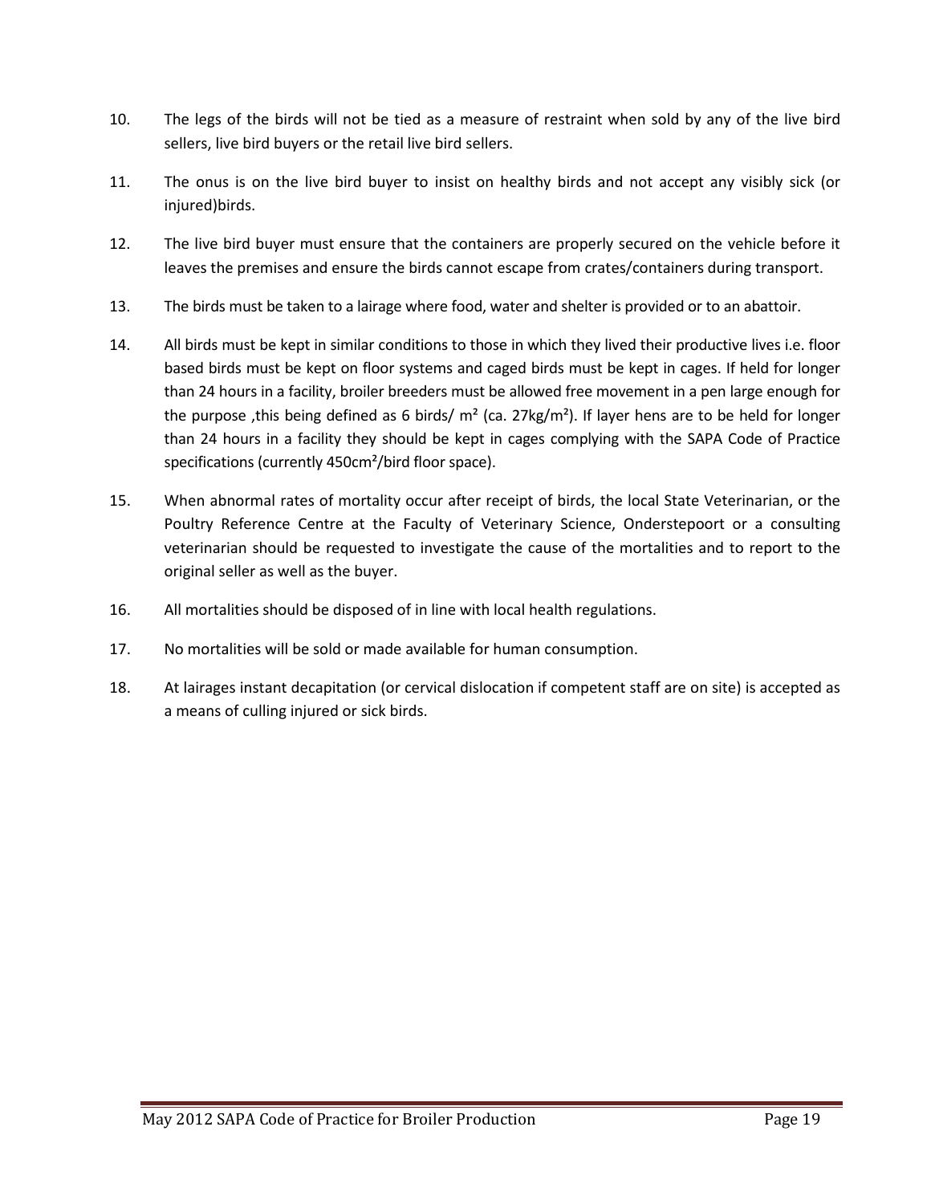10. The legs of the birds will not be tied as a measure of restraint when sold by any of the live bird sellers, live bird buyers or the retail live bird sellers.

11. The onus is on the live bird buyer to insist on healthy birds and not accept any visibly sick (or injured)birds.

12. The live bird buyer must ensure that the containers are properly secured on the vehicle before it leaves the premises and ensure the birds cannot escape from crates/containers during transport.

13. The birds must be taken to a lairage where food, water and shelter is provided or to an abattoir.

14. All birds must be kept in similar conditions to those in which they lived their productive lives i.e. floor based birds must be kept on floor systems and caged birds must be kept in cages. If held for longer than 24 hours in a facility, broiler breeders must be allowed free movement in a pen large enough for the purpose ,this being defined as 6 birds/ $m^2$ (ca. 27kg/$m^2$). If layer hens are to be held for longer than 24 hours in a facility they should be kept in cages complying with the SAPA Code of Practice specifications (currently 450$cm^2$/bird floor space).

15. When abnormal rates of mortality occur after receipt of birds, the local State Veterinarian, or the Poultry Reference Centre at the Faculty of Veterinary Science, Onderstepoort or a consulting veterinarian should be requested to investigate the cause of the mortalities and to report to the original seller as well as the buyer.

16. All mortalities should be disposed of in line with local health regulations.

17. No mortalities will be sold or made available for human consumption.

18. At lairages instant decapitation (or cervical dislocation if competent staff are on site) is accepted as a means of culling injured or sick birds.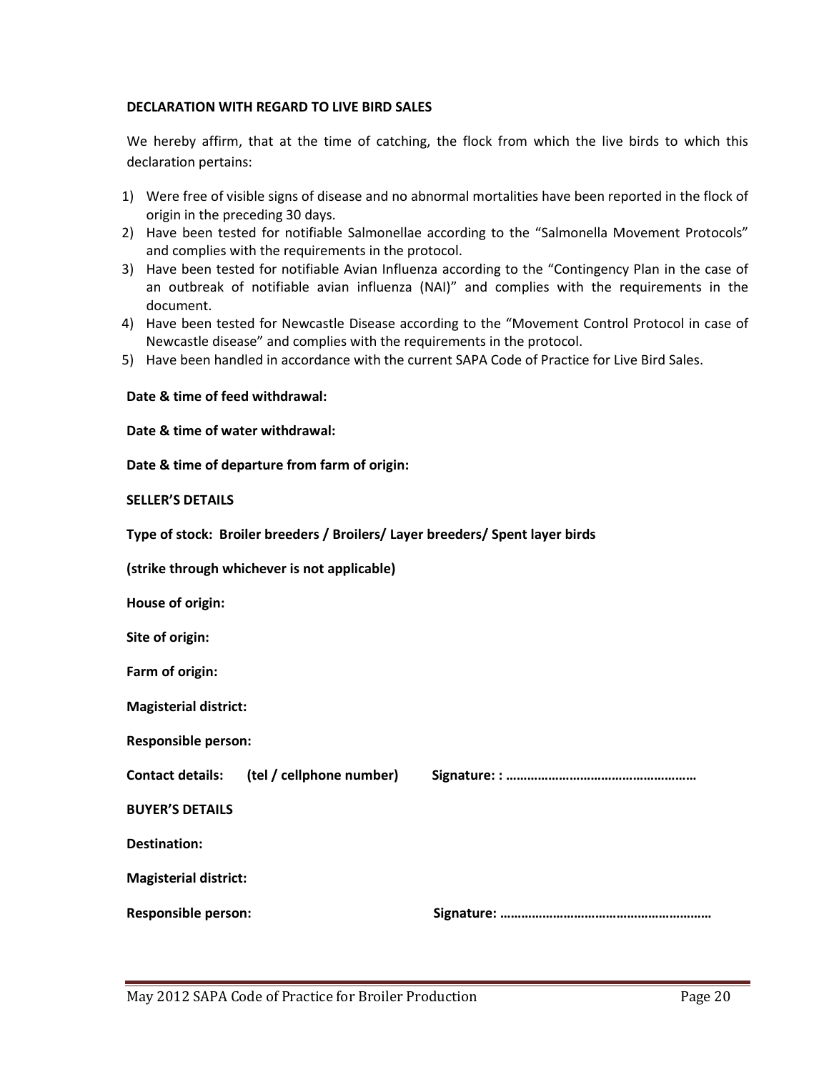**DECLARATION WITH REGARD TO LIVE BIRD SALES**

We hereby affirm, that at the time of catching, the flock from which the live birds to which this declaration pertains:

1) Were free of visible signs of disease and no abnormal mortalities have been reported in the flock of origin in the preceding 30 days.
2) Have been tested for notifiable Salmonellae according to the "Salmonella Movement Protocols" and complies with the requirements in the protocol.
3) Have been tested for notifiable Avian Influenza according to the "Contingency Plan in the case of an outbreak of notifiable avian influenza (NAI)" and complies with the requirements in the document.
4) Have been tested for Newcastle Disease according to the "Movement Control Protocol in case of Newcastle disease" and complies with the requirements in the protocol.
5) Have been handled in accordance with the current SAPA Code of Practice for Live Bird Sales.

**Date & time of feed withdrawal:**

**Date & time of water withdrawal:**

**Date & time of departure from farm of origin:**

**SELLER'S DETAILS**

**Type of stock: Broiler breeders / Broilers/ Layer breeders/ Spent layer birds**

**(strike through whichever is not applicable)**

**House of origin:**

**Site of origin:**

**Farm of origin:**

**Magisterial district:**

**Responsible person:**

**Contact details: (tel / cellphone number) Signature: : ………………………………………………**

**BUYER'S DETAILS**

**Destination:**

**Magisterial district:**

**Responsible person: Signature: ……………………………………………………**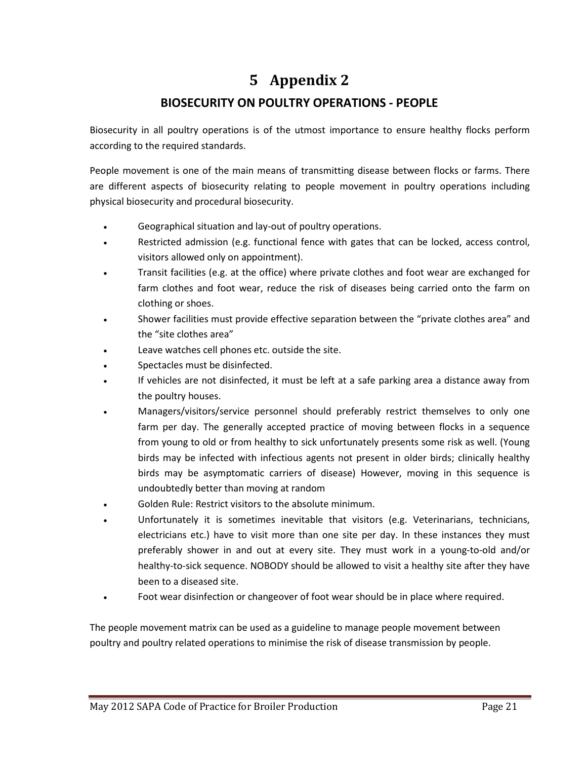# 5 Appendix 2

## BIOSECURITY ON POULTRY OPERATIONS - PEOPLE

Biosecurity in all poultry operations is of the utmost importance to ensure healthy flocks perform according to the required standards.

People movement is one of the main means of transmitting disease between flocks or farms. There are different aspects of biosecurity relating to people movement in poultry operations including physical biosecurity and procedural biosecurity.

- Geographical situation and lay-out of poultry operations.
- Restricted admission (e.g. functional fence with gates that can be locked, access control, visitors allowed only on appointment).
- Transit facilities (e.g. at the office) where private clothes and foot wear are exchanged for farm clothes and foot wear, reduce the risk of diseases being carried onto the farm on clothing or shoes.
- Shower facilities must provide effective separation between the "private clothes area" and the "site clothes area"
- Leave watches cell phones etc. outside the site.
- Spectacles must be disinfected.
- If vehicles are not disinfected, it must be left at a safe parking area a distance away from the poultry houses.
- Managers/visitors/service personnel should preferably restrict themselves to only one farm per day. The generally accepted practice of moving between flocks in a sequence from young to old or from healthy to sick unfortunately presents some risk as well. (Young birds may be infected with infectious agents not present in older birds; clinically healthy birds may be asymptomatic carriers of disease) However, moving in this sequence is undoubtedly better than moving at random
- Golden Rule: Restrict visitors to the absolute minimum.
- Unfortunately it is sometimes inevitable that visitors (e.g. Veterinarians, technicians, electricians etc.) have to visit more than one site per day. In these instances they must preferably shower in and out at every site. They must work in a young-to-old and/or healthy-to-sick sequence. NOBODY should be allowed to visit a healthy site after they have been to a diseased site.
- Foot wear disinfection or changeover of foot wear should be in place where required.

The people movement matrix can be used as a guideline to manage people movement between poultry and poultry related operations to minimise the risk of disease transmission by people.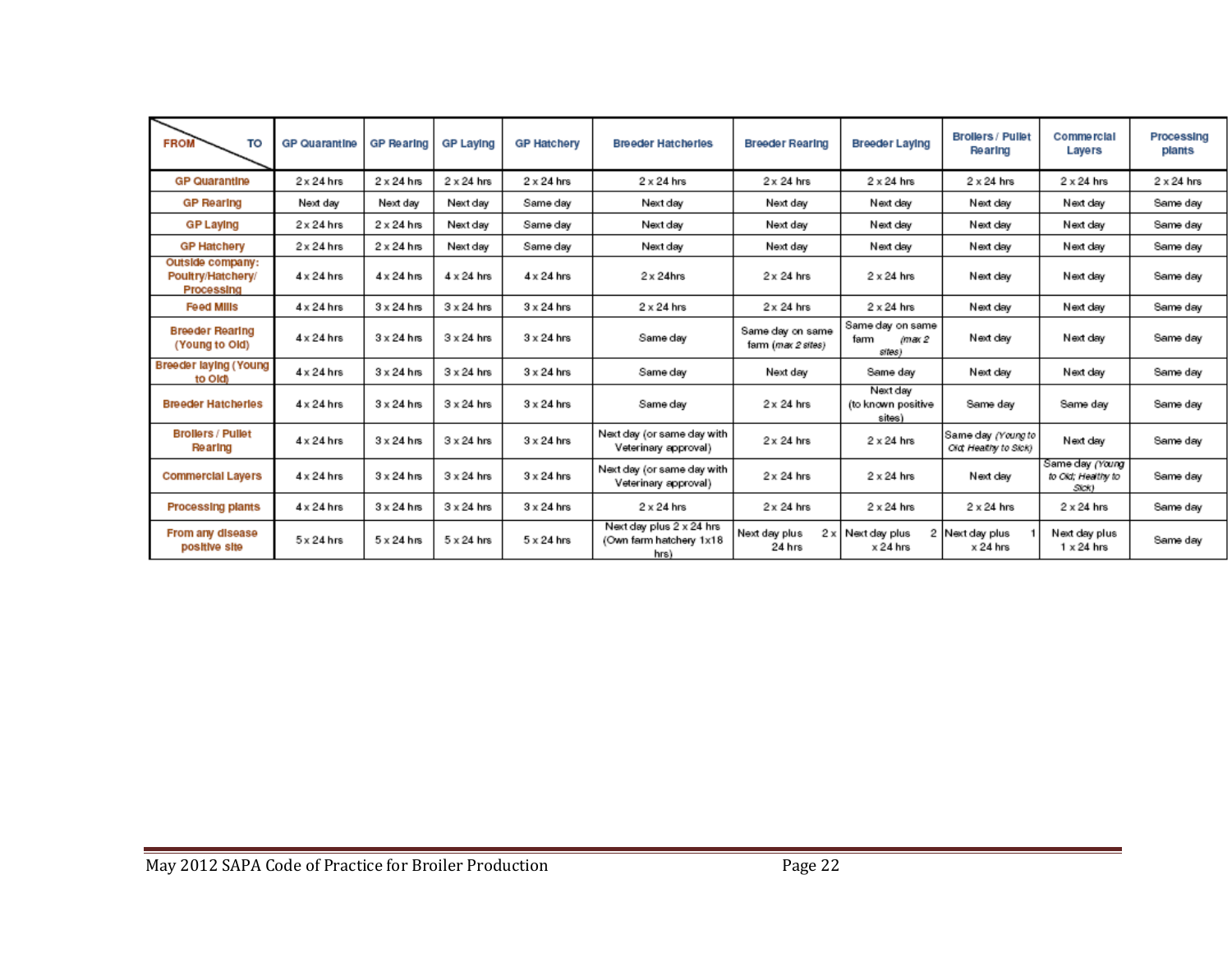| FROM \ TO | GP Quarantine | GP Rearing | GP Laying | GP Hatchery | Breeder Hatcheries | Breeder Rearing | Breeder Laying | Broilers / Pullet Rearing | Commercial Layers | Processing plants |
|---|---|---|---|---|---|---|---|---|---|---|
| GP Quarantine | 2 x 24 hrs | 2 x 24 hrs | 2 x 24 hrs | 2 x 24 hrs | 2 x 24 hrs | 2 x 24 hrs | 2 x 24 hrs | 2 x 24 hrs | 2 x 24 hrs | 2 x 24 hrs |
| GP Rearing | Next day | Next day | Next day | Same day | Next day | Next day | Next day | Next day | Next day | Same day |
| GP Laying | 2 x 24 hrs | 2 x 24 hrs | Next day | Same day | Next day | Next day | Next day | Next day | Next day | Same day |
| GP Hatchery | 2 x 24 hrs | 2 x 24 hrs | Next day | Same day | Next day | Next day | Next day | Next day | Next day | Same day |
| Outside company: Poultry/Hatchery/ Processing | 4 x 24 hrs | 4 x 24 hrs | 4 x 24 hrs | 4 x 24 hrs | 2 x 24hrs | 2 x 24 hrs | 2 x 24 hrs | Next day | Next day | Same day |
| Feed Mills | 4 x 24 hrs | 3 x 24 hrs | 3 x 24 hrs | 3 x 24 hrs | 2 x 24 hrs | 2 x 24 hrs | 2 x 24 hrs | Next day | Next day | Same day |
| Breeder Rearing (Young to Old) | 4 x 24 hrs | 3 x 24 hrs | 3 x 24 hrs | 3 x 24 hrs | Same day | Same day on same farm *(max 2 sites)* | Same day on same farm *(max 2 sites)* | Next day | Next day | Same day |
| Breeder laying (Young to Old) | 4 x 24 hrs | 3 x 24 hrs | 3 x 24 hrs | 3 x 24 hrs | Same day | Next day | Same day | Next day | Next day | Same day |
| Breeder Hatcheries | 4 x 24 hrs | 3 x 24 hrs | 3 x 24 hrs | 3 x 24 hrs | Same day | 2 x 24 hrs | Next day (to known positive sites) | Same day | Same day | Same day |
| Broilers / Pullet Rearing | 4 x 24 hrs | 3 x 24 hrs | 3 x 24 hrs | 3 x 24 hrs | Next day (or same day with Veterinary approval) | 2 x 24 hrs | 2 x 24 hrs | Same day *(Young to Old; Healthy to Sick)* | Next day | Same day |
| Commercial Layers | 4 x 24 hrs | 3 x 24 hrs | 3 x 24 hrs | 3 x 24 hrs | Next day (or same day with Veterinary approval) | 2 x 24 hrs | 2 x 24 hrs | Next day | Same day *(Young to Old; Healthy to Sick)* | Same day |
| Processing plants | 4 x 24 hrs | 3 x 24 hrs | 3 x 24 hrs | 3 x 24 hrs | 2 x 24 hrs | 2 x 24 hrs | 2 x 24 hrs | 2 x 24 hrs | 2 x 24 hrs | Same day |
| From any disease positive site | 5 x 24 hrs | 5 x 24 hrs | 5 x 24 hrs | 5 x 24 hrs | Next day plus 2 x 24 hrs (Own farm hatchery 1x18 hrs) | Next day plus 2 x 24 hrs | Next day plus 2 x 24 hrs | Next day plus 1 x 24 hrs | Next day plus 1 x 24 hrs | Same day |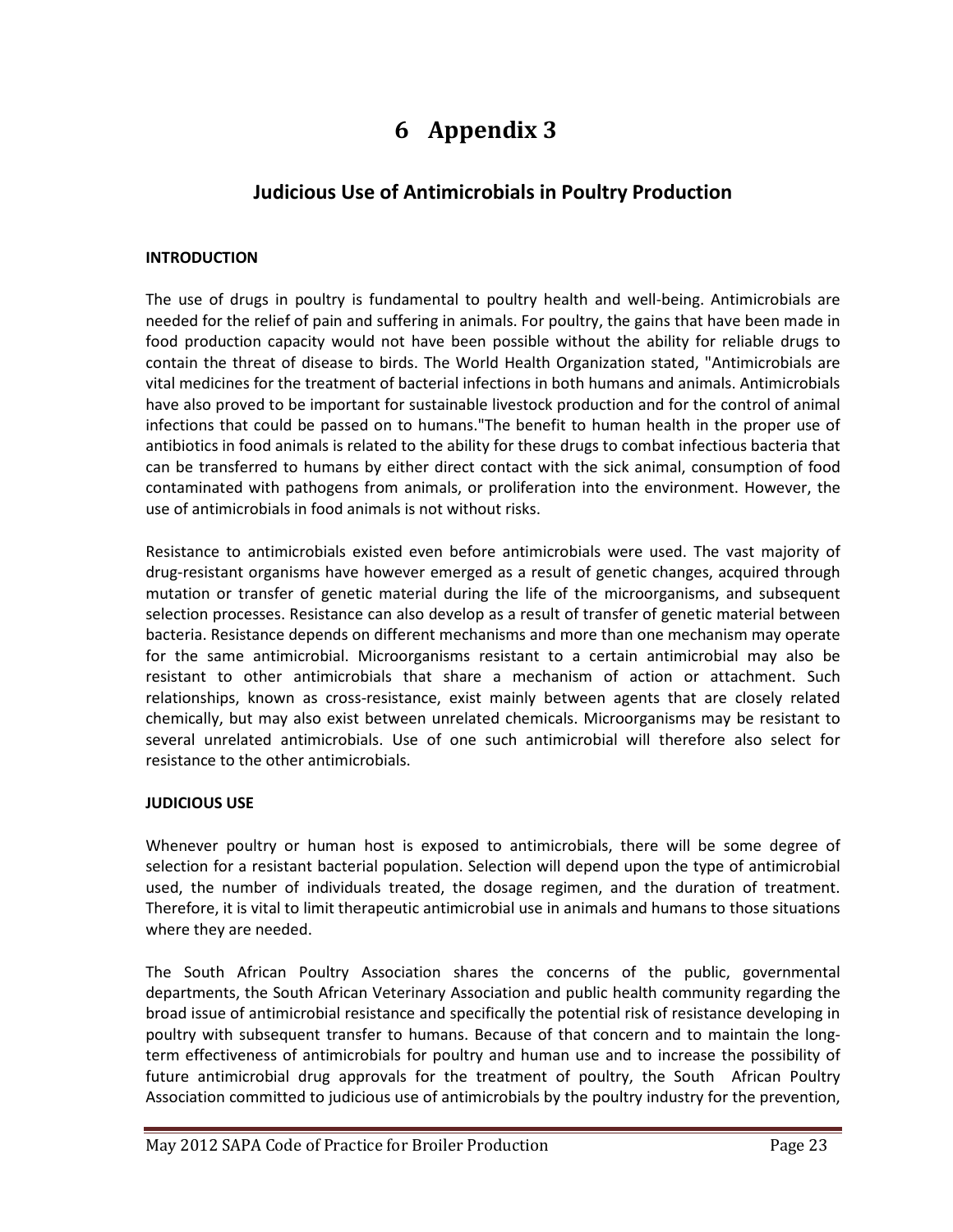# 6 Appendix 3

## Judicious Use of Antimicrobials in Poultry Production

**INTRODUCTION**

The use of drugs in poultry is fundamental to poultry health and well-being. Antimicrobials are needed for the relief of pain and suffering in animals. For poultry, the gains that have been made in food production capacity would not have been possible without the ability for reliable drugs to contain the threat of disease to birds. The World Health Organization stated, "Antimicrobials are vital medicines for the treatment of bacterial infections in both humans and animals. Antimicrobials have also proved to be important for sustainable livestock production and for the control of animal infections that could be passed on to humans."The benefit to human health in the proper use of antibiotics in food animals is related to the ability for these drugs to combat infectious bacteria that can be transferred to humans by either direct contact with the sick animal, consumption of food contaminated with pathogens from animals, or proliferation into the environment. However, the use of antimicrobials in food animals is not without risks.

Resistance to antimicrobials existed even before antimicrobials were used. The vast majority of drug-resistant organisms have however emerged as a result of genetic changes, acquired through mutation or transfer of genetic material during the life of the microorganisms, and subsequent selection processes. Resistance can also develop as a result of transfer of genetic material between bacteria. Resistance depends on different mechanisms and more than one mechanism may operate for the same antimicrobial. Microorganisms resistant to a certain antimicrobial may also be resistant to other antimicrobials that share a mechanism of action or attachment. Such relationships, known as cross-resistance, exist mainly between agents that are closely related chemically, but may also exist between unrelated chemicals. Microorganisms may be resistant to several unrelated antimicrobials. Use of one such antimicrobial will therefore also select for resistance to the other antimicrobials.

**JUDICIOUS USE**

Whenever poultry or human host is exposed to antimicrobials, there will be some degree of selection for a resistant bacterial population. Selection will depend upon the type of antimicrobial used, the number of individuals treated, the dosage regimen, and the duration of treatment. Therefore, it is vital to limit therapeutic antimicrobial use in animals and humans to those situations where they are needed.

The South African Poultry Association shares the concerns of the public, governmental departments, the South African Veterinary Association and public health community regarding the broad issue of antimicrobial resistance and specifically the potential risk of resistance developing in poultry with subsequent transfer to humans. Because of that concern and to maintain the long-term effectiveness of antimicrobials for poultry and human use and to increase the possibility of future antimicrobial drug approvals for the treatment of poultry, the South African Poultry Association committed to judicious use of antimicrobials by the poultry industry for the prevention,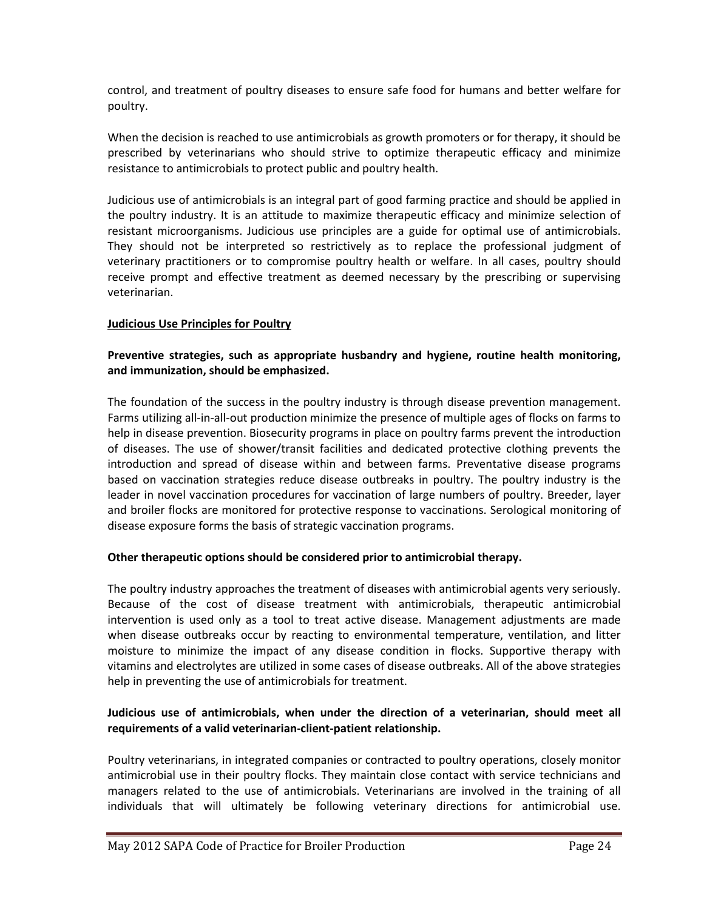control, and treatment of poultry diseases to ensure safe food for humans and better welfare for poultry.

When the decision is reached to use antimicrobials as growth promoters or for therapy, it should be prescribed by veterinarians who should strive to optimize therapeutic efficacy and minimize resistance to antimicrobials to protect public and poultry health.

Judicious use of antimicrobials is an integral part of good farming practice and should be applied in the poultry industry. It is an attitude to maximize therapeutic efficacy and minimize selection of resistant microorganisms. Judicious use principles are a guide for optimal use of antimicrobials. They should not be interpreted so restrictively as to replace the professional judgment of veterinary practitioners or to compromise poultry health or welfare. In all cases, poultry should receive prompt and effective treatment as deemed necessary by the prescribing or supervising veterinarian.

**Judicious Use Principles for Poultry**

**Preventive strategies, such as appropriate husbandry and hygiene, routine health monitoring, and immunization, should be emphasized.**

The foundation of the success in the poultry industry is through disease prevention management. Farms utilizing all-in-all-out production minimize the presence of multiple ages of flocks on farms to help in disease prevention. Biosecurity programs in place on poultry farms prevent the introduction of diseases. The use of shower/transit facilities and dedicated protective clothing prevents the introduction and spread of disease within and between farms. Preventative disease programs based on vaccination strategies reduce disease outbreaks in poultry. The poultry industry is the leader in novel vaccination procedures for vaccination of large numbers of poultry. Breeder, layer and broiler flocks are monitored for protective response to vaccinations. Serological monitoring of disease exposure forms the basis of strategic vaccination programs.

**Other therapeutic options should be considered prior to antimicrobial therapy.**

The poultry industry approaches the treatment of diseases with antimicrobial agents very seriously. Because of the cost of disease treatment with antimicrobials, therapeutic antimicrobial intervention is used only as a tool to treat active disease. Management adjustments are made when disease outbreaks occur by reacting to environmental temperature, ventilation, and litter moisture to minimize the impact of any disease condition in flocks. Supportive therapy with vitamins and electrolytes are utilized in some cases of disease outbreaks. All of the above strategies help in preventing the use of antimicrobials for treatment.

**Judicious use of antimicrobials, when under the direction of a veterinarian, should meet all requirements of a valid veterinarian-client-patient relationship.**

Poultry veterinarians, in integrated companies or contracted to poultry operations, closely monitor antimicrobial use in their poultry flocks. They maintain close contact with service technicians and managers related to the use of antimicrobials. Veterinarians are involved in the training of all individuals that will ultimately be following veterinary directions for antimicrobial use.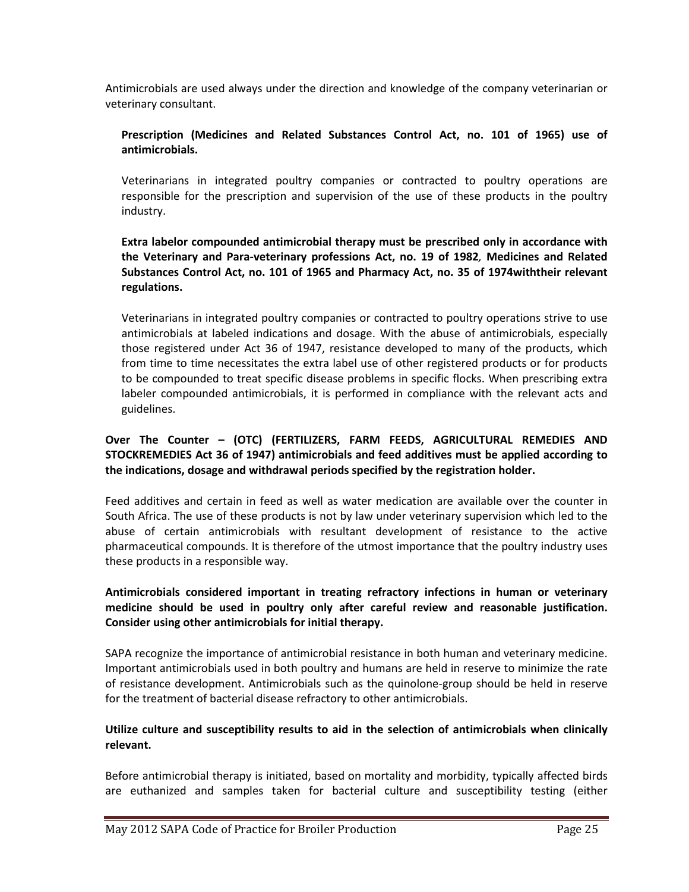Antimicrobials are used always under the direction and knowledge of the company veterinarian or veterinary consultant.

**Prescription (Medicines and Related Substances Control Act, no. 101 of 1965) use of antimicrobials.**

Veterinarians in integrated poultry companies or contracted to poultry operations are responsible for the prescription and supervision of the use of these products in the poultry industry.

**Extra labelor compounded antimicrobial therapy must be prescribed only in accordance with the Veterinary and Para-veterinary professions Act, no. 19 of 1982*,* Medicines and Related Substances Control Act, no. 101 of 1965 and Pharmacy Act, no. 35 of 1974withtheir relevant regulations.**

Veterinarians in integrated poultry companies or contracted to poultry operations strive to use antimicrobials at labeled indications and dosage. With the abuse of antimicrobials, especially those registered under Act 36 of 1947, resistance developed to many of the products, which from time to time necessitates the extra label use of other registered products or for products to be compounded to treat specific disease problems in specific flocks. When prescribing extra labeler compounded antimicrobials, it is performed in compliance with the relevant acts and guidelines.

**Over The Counter – (OTC) (FERTILIZERS, FARM FEEDS, AGRICULTURAL REMEDIES AND STOCKREMEDIES Act 36 of 1947) antimicrobials and feed additives must be applied according to the indications, dosage and withdrawal periods specified by the registration holder.**

Feed additives and certain in feed as well as water medication are available over the counter in South Africa. The use of these products is not by law under veterinary supervision which led to the abuse of certain antimicrobials with resultant development of resistance to the active pharmaceutical compounds. It is therefore of the utmost importance that the poultry industry uses these products in a responsible way.

**Antimicrobials considered important in treating refractory infections in human or veterinary medicine should be used in poultry only after careful review and reasonable justification. Consider using other antimicrobials for initial therapy.**

SAPA recognize the importance of antimicrobial resistance in both human and veterinary medicine. Important antimicrobials used in both poultry and humans are held in reserve to minimize the rate of resistance development. Antimicrobials such as the quinolone-group should be held in reserve for the treatment of bacterial disease refractory to other antimicrobials.

**Utilize culture and susceptibility results to aid in the selection of antimicrobials when clinically relevant.**

Before antimicrobial therapy is initiated, based on mortality and morbidity, typically affected birds are euthanized and samples taken for bacterial culture and susceptibility testing (either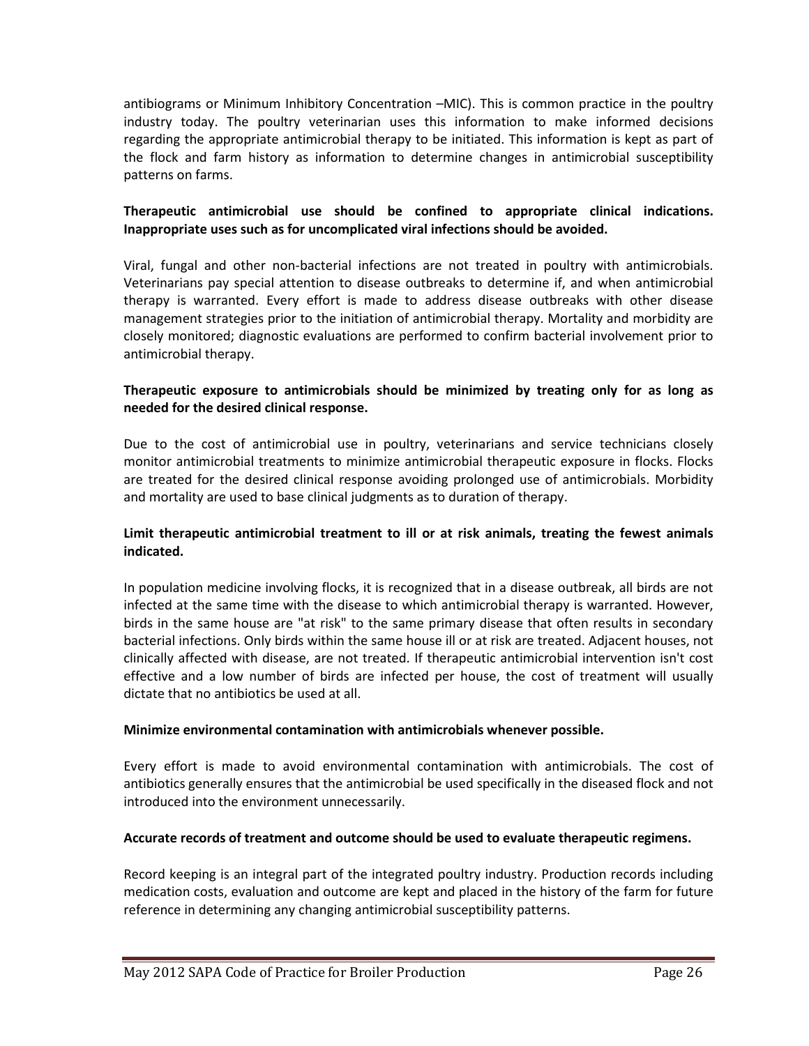antibiograms or Minimum Inhibitory Concentration –MIC). This is common practice in the poultry industry today. The poultry veterinarian uses this information to make informed decisions regarding the appropriate antimicrobial therapy to be initiated. This information is kept as part of the flock and farm history as information to determine changes in antimicrobial susceptibility patterns on farms.

**Therapeutic antimicrobial use should be confined to appropriate clinical indications. Inappropriate uses such as for uncomplicated viral infections should be avoided.**

Viral, fungal and other non-bacterial infections are not treated in poultry with antimicrobials. Veterinarians pay special attention to disease outbreaks to determine if, and when antimicrobial therapy is warranted. Every effort is made to address disease outbreaks with other disease management strategies prior to the initiation of antimicrobial therapy. Mortality and morbidity are closely monitored; diagnostic evaluations are performed to confirm bacterial involvement prior to antimicrobial therapy.

**Therapeutic exposure to antimicrobials should be minimized by treating only for as long as needed for the desired clinical response.**

Due to the cost of antimicrobial use in poultry, veterinarians and service technicians closely monitor antimicrobial treatments to minimize antimicrobial therapeutic exposure in flocks. Flocks are treated for the desired clinical response avoiding prolonged use of antimicrobials. Morbidity and mortality are used to base clinical judgments as to duration of therapy.

**Limit therapeutic antimicrobial treatment to ill or at risk animals, treating the fewest animals indicated.**

In population medicine involving flocks, it is recognized that in a disease outbreak, all birds are not infected at the same time with the disease to which antimicrobial therapy is warranted. However, birds in the same house are "at risk" to the same primary disease that often results in secondary bacterial infections. Only birds within the same house ill or at risk are treated. Adjacent houses, not clinically affected with disease, are not treated. If therapeutic antimicrobial intervention isn't cost effective and a low number of birds are infected per house, the cost of treatment will usually dictate that no antibiotics be used at all.

**Minimize environmental contamination with antimicrobials whenever possible.**

Every effort is made to avoid environmental contamination with antimicrobials. The cost of antibiotics generally ensures that the antimicrobial be used specifically in the diseased flock and not introduced into the environment unnecessarily.

**Accurate records of treatment and outcome should be used to evaluate therapeutic regimens.**

Record keeping is an integral part of the integrated poultry industry. Production records including medication costs, evaluation and outcome are kept and placed in the history of the farm for future reference in determining any changing antimicrobial susceptibility patterns.